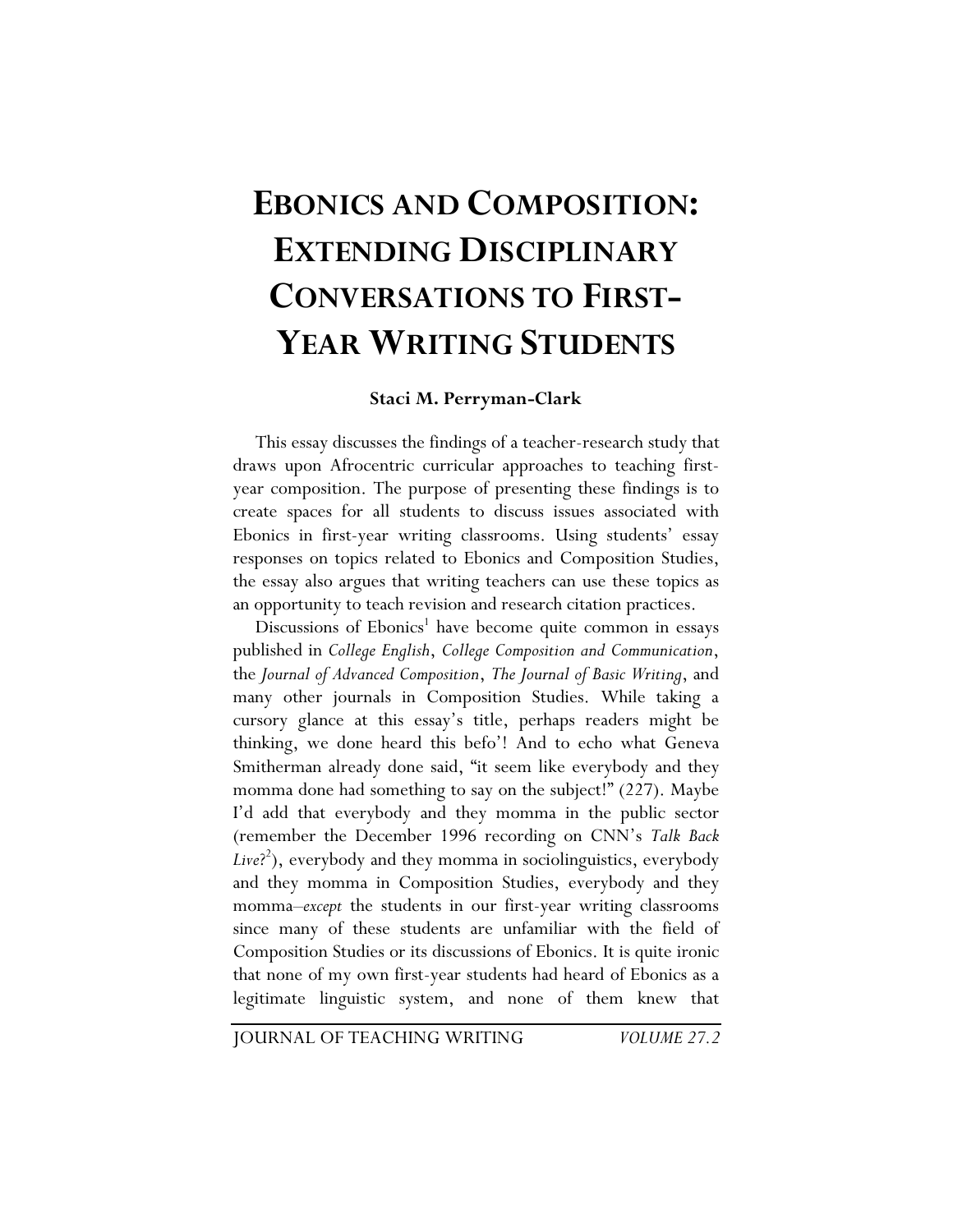# EBONICS AND COMPOSITION: EXTENDING DISCIPLINARY CONVERSATIONS TO FIRST-YEAR WRITING STUDENTS

**Staci M. Perryman-Clark**

This essay discusses the findings of a teacher-research study that draws upon Afrocentric curricular approaches to teaching first-year composition. The purpose of presenting these findings is to create spaces for all students to discuss issues associated with Ebonics in first-year writing classrooms. Using students' essay responses on topics related to Ebonics and Composition Studies, the essay also argues that writing teachers can use these topics as an opportunity to teach revision and research citation practices.

Discussions of Ebonics[1] have become quite common in essays published in *College English*, *College Composition and Communication*, the *Journal of Advanced Composition*, *The Journal of Basic Writing*, and many other journals in Composition Studies. While taking a cursory glance at this essay's title, perhaps readers might be thinking, we done heard this befo'! And to echo what Geneva Smitherman already done said, "it seem like everybody and they momma done had something to say on the subject!" (227). Maybe I'd add that everybody and they momma in the public sector (remember the December 1996 recording on CNN's *Talk Back Live*?[2]), everybody and they momma in sociolinguistics, everybody and they momma in Composition Studies, everybody and they momma–*except* the students in our first-year writing classrooms since many of these students are unfamiliar with the field of Composition Studies or its discussions of Ebonics. It is quite ironic that none of my own first-year students had heard of Ebonics as a legitimate linguistic system, and none of them knew that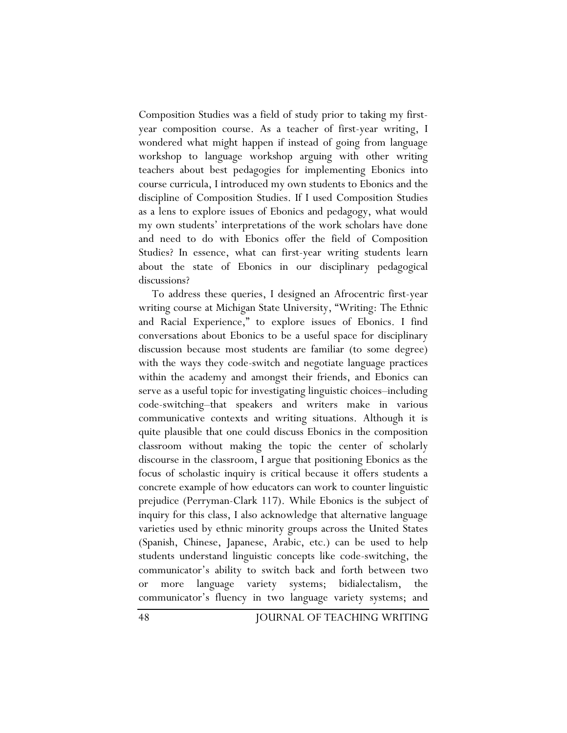Composition Studies was a field of study prior to taking my first-year composition course. As a teacher of first-year writing, I wondered what might happen if instead of going from language workshop to language workshop arguing with other writing teachers about best pedagogies for implementing Ebonics into course curricula, I introduced my own students to Ebonics and the discipline of Composition Studies. If I used Composition Studies as a lens to explore issues of Ebonics and pedagogy, what would my own students' interpretations of the work scholars have done and need to do with Ebonics offer the field of Composition Studies? In essence, what can first-year writing students learn about the state of Ebonics in our disciplinary pedagogical discussions?

To address these queries, I designed an Afrocentric first-year writing course at Michigan State University, "Writing: The Ethnic and Racial Experience," to explore issues of Ebonics. I find conversations about Ebonics to be a useful space for disciplinary discussion because most students are familiar (to some degree) with the ways they code-switch and negotiate language practices within the academy and amongst their friends, and Ebonics can serve as a useful topic for investigating linguistic choices–including code-switching–that speakers and writers make in various communicative contexts and writing situations. Although it is quite plausible that one could discuss Ebonics in the composition classroom without making the topic the center of scholarly discourse in the classroom, I argue that positioning Ebonics as the focus of scholastic inquiry is critical because it offers students a concrete example of how educators can work to counter linguistic prejudice (Perryman-Clark 117). While Ebonics is the subject of inquiry for this class, I also acknowledge that alternative language varieties used by ethnic minority groups across the United States (Spanish, Chinese, Japanese, Arabic, etc.) can be used to help students understand linguistic concepts like code-switching, the communicator's ability to switch back and forth between two or more language variety systems; bidialectalism, the communicator's fluency in two language variety systems; and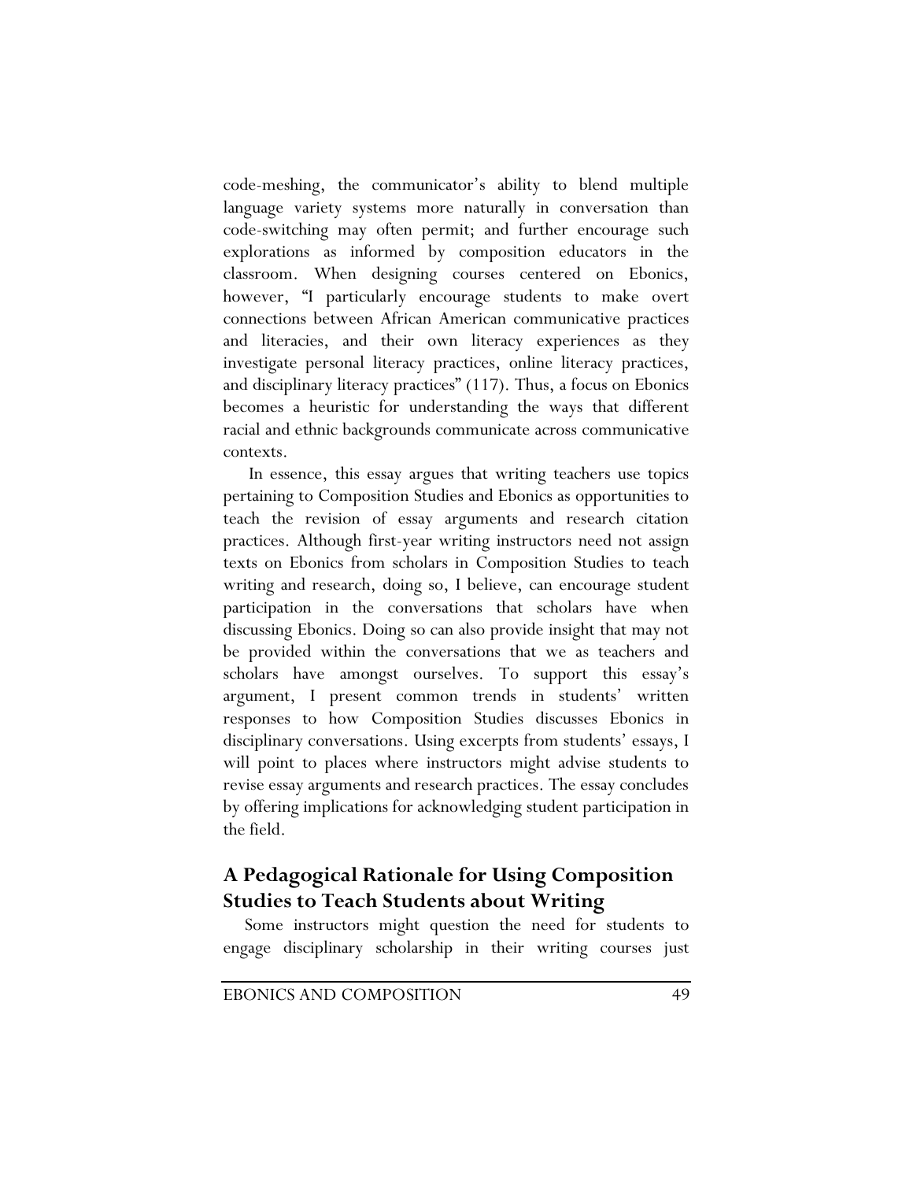code-meshing, the communicator's ability to blend multiple language variety systems more naturally in conversation than code-switching may often permit; and further encourage such explorations as informed by composition educators in the classroom. When designing courses centered on Ebonics, however, "I particularly encourage students to make overt connections between African American communicative practices and literacies, and their own literacy experiences as they investigate personal literacy practices, online literacy practices, and disciplinary literacy practices" (117). Thus, a focus on Ebonics becomes a heuristic for understanding the ways that different racial and ethnic backgrounds communicate across communicative contexts.

In essence, this essay argues that writing teachers use topics pertaining to Composition Studies and Ebonics as opportunities to teach the revision of essay arguments and research citation practices. Although first-year writing instructors need not assign texts on Ebonics from scholars in Composition Studies to teach writing and research, doing so, I believe, can encourage student participation in the conversations that scholars have when discussing Ebonics. Doing so can also provide insight that may not be provided within the conversations that we as teachers and scholars have amongst ourselves. To support this essay's argument, I present common trends in students' written responses to how Composition Studies discusses Ebonics in disciplinary conversations. Using excerpts from students' essays, I will point to places where instructors might advise students to revise essay arguments and research practices. The essay concludes by offering implications for acknowledging student participation in the field.

## A Pedagogical Rationale for Using Composition Studies to Teach Students about Writing

Some instructors might question the need for students to engage disciplinary scholarship in their writing courses just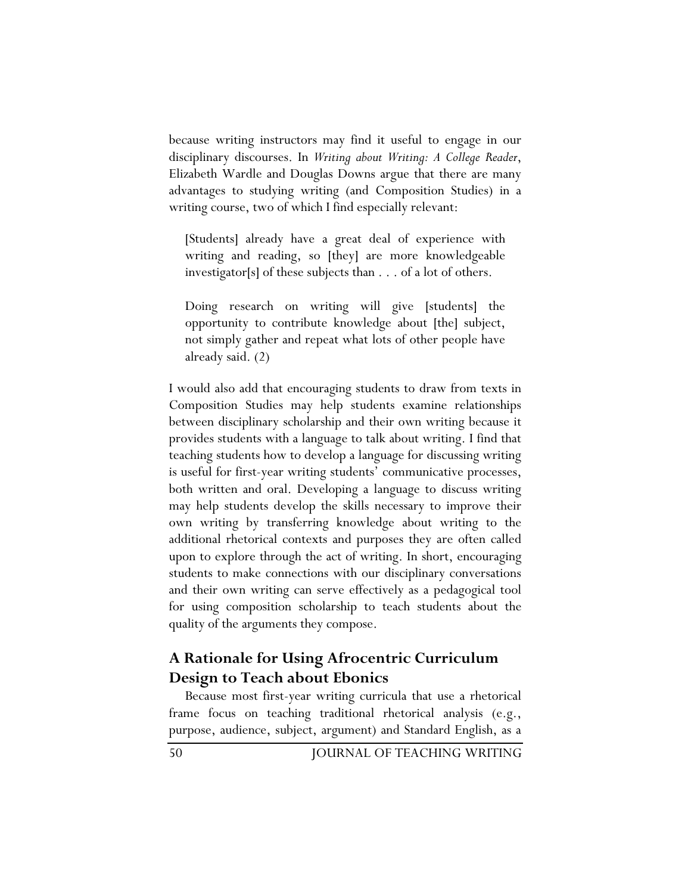because writing instructors may find it useful to engage in our disciplinary discourses. In *Writing about Writing: A College Reader*, Elizabeth Wardle and Douglas Downs argue that there are many advantages to studying writing (and Composition Studies) in a writing course, two of which I find especially relevant:

> [Students] already have a great deal of experience with writing and reading, so [they] are more knowledgeable investigator[s] of these subjects than . . . of a lot of others.
>
> Doing research on writing will give [students] the opportunity to contribute knowledge about [the] subject, not simply gather and repeat what lots of other people have already said. (2)

I would also add that encouraging students to draw from texts in Composition Studies may help students examine relationships between disciplinary scholarship and their own writing because it provides students with a language to talk about writing. I find that teaching students how to develop a language for discussing writing is useful for first-year writing students' communicative processes, both written and oral. Developing a language to discuss writing may help students develop the skills necessary to improve their own writing by transferring knowledge about writing to the additional rhetorical contexts and purposes they are often called upon to explore through the act of writing. In short, encouraging students to make connections with our disciplinary conversations and their own writing can serve effectively as a pedagogical tool for using composition scholarship to teach students about the quality of the arguments they compose.

## A Rationale for Using Afrocentric Curriculum Design to Teach about Ebonics

Because most first-year writing curricula that use a rhetorical frame focus on teaching traditional rhetorical analysis (e.g., purpose, audience, subject, argument) and Standard English, as a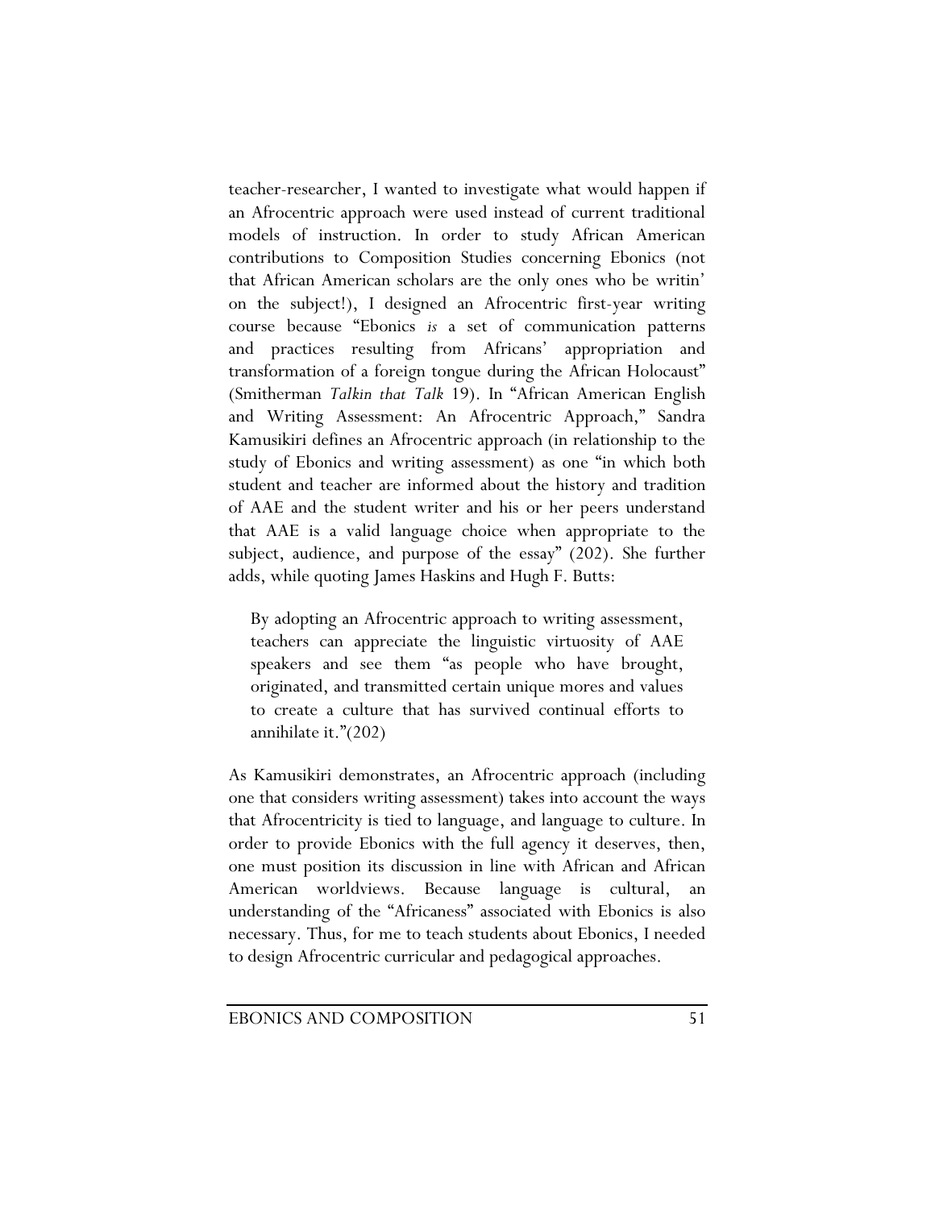teacher-researcher, I wanted to investigate what would happen if an Afrocentric approach were used instead of current traditional models of instruction. In order to study African American contributions to Composition Studies concerning Ebonics (not that African American scholars are the only ones who be writin' on the subject!), I designed an Afrocentric first-year writing course because "Ebonics *is* a set of communication patterns and practices resulting from Africans' appropriation and transformation of a foreign tongue during the African Holocaust" (Smitherman *Talkin that Talk* 19). In "African American English and Writing Assessment: An Afrocentric Approach," Sandra Kamusikiri defines an Afrocentric approach (in relationship to the study of Ebonics and writing assessment) as one "in which both student and teacher are informed about the history and tradition of AAE and the student writer and his or her peers understand that AAE is a valid language choice when appropriate to the subject, audience, and purpose of the essay" (202). She further adds, while quoting James Haskins and Hugh F. Butts:

> By adopting an Afrocentric approach to writing assessment, teachers can appreciate the linguistic virtuosity of AAE speakers and see them "as people who have brought, originated, and transmitted certain unique mores and values to create a culture that has survived continual efforts to annihilate it."(202)

As Kamusikiri demonstrates, an Afrocentric approach (including one that considers writing assessment) takes into account the ways that Afrocentricity is tied to language, and language to culture. In order to provide Ebonics with the full agency it deserves, then, one must position its discussion in line with African and African American worldviews. Because language is cultural, an understanding of the "Africaness" associated with Ebonics is also necessary. Thus, for me to teach students about Ebonics, I needed to design Afrocentric curricular and pedagogical approaches.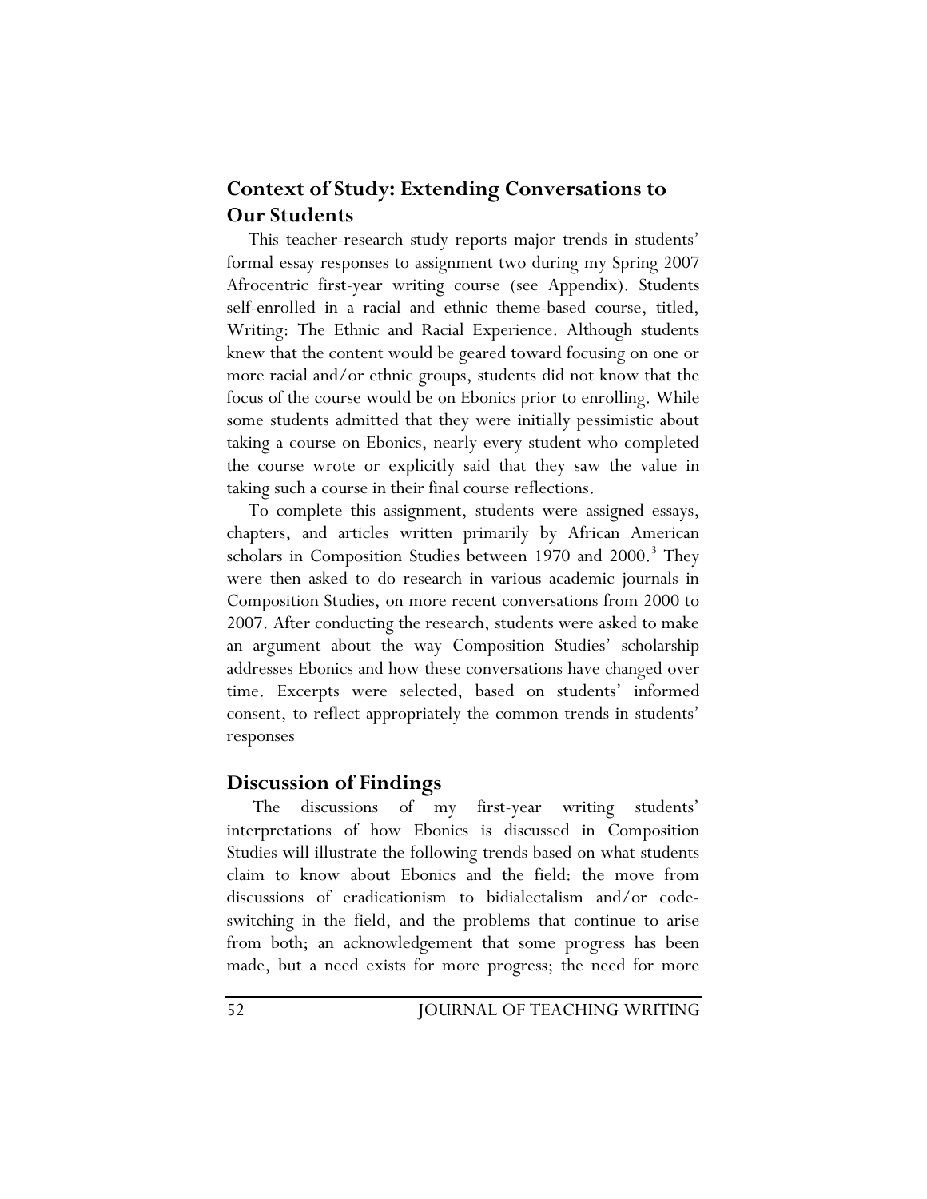## Context of Study: Extending Conversations to Our Students

This teacher-research study reports major trends in students' formal essay responses to assignment two during my Spring 2007 Afrocentric first-year writing course (see Appendix). Students self-enrolled in a racial and ethnic theme-based course, titled, Writing: The Ethnic and Racial Experience. Although students knew that the content would be geared toward focusing on one or more racial and/or ethnic groups, students did not know that the focus of the course would be on Ebonics prior to enrolling. While some students admitted that they were initially pessimistic about taking a course on Ebonics, nearly every student who completed the course wrote or explicitly said that they saw the value in taking such a course in their final course reflections.

To complete this assignment, students were assigned essays, chapters, and articles written primarily by African American scholars in Composition Studies between 1970 and 2000.[3] They were then asked to do research in various academic journals in Composition Studies, on more recent conversations from 2000 to 2007. After conducting the research, students were asked to make an argument about the way Composition Studies' scholarship addresses Ebonics and how these conversations have changed over time. Excerpts were selected, based on students' informed consent, to reflect appropriately the common trends in students' responses

## Discussion of Findings

The discussions of my first-year writing students' interpretations of how Ebonics is discussed in Composition Studies will illustrate the following trends based on what students claim to know about Ebonics and the field: the move from discussions of eradicationism to bidialectalism and/or code-switching in the field, and the problems that continue to arise from both; an acknowledgement that some progress has been made, but a need exists for more progress; the need for more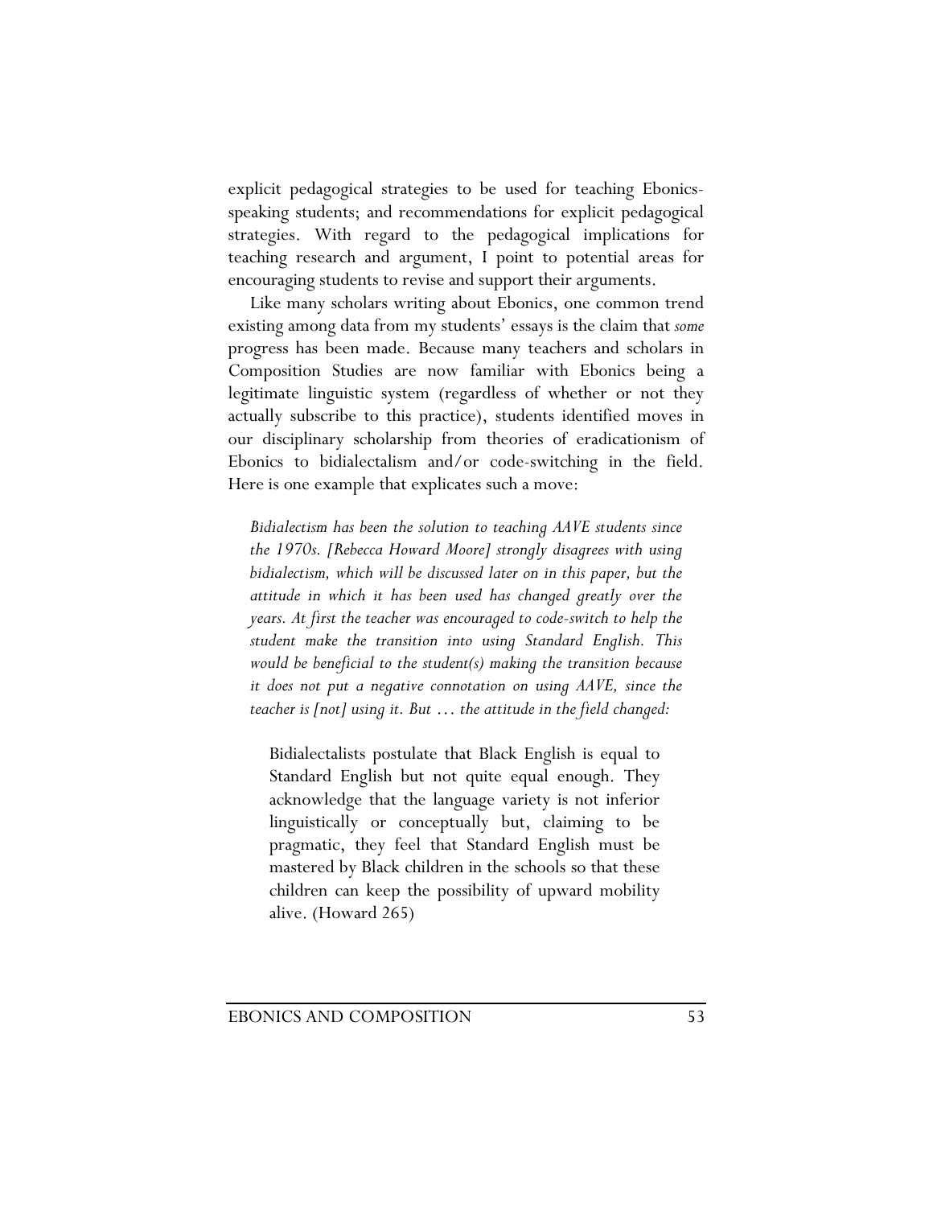explicit pedagogical strategies to be used for teaching Ebonics-speaking students; and recommendations for explicit pedagogical strategies. With regard to the pedagogical implications for teaching research and argument, I point to potential areas for encouraging students to revise and support their arguments.

Like many scholars writing about Ebonics, one common trend existing among data from my students' essays is the claim that *some* progress has been made. Because many teachers and scholars in Composition Studies are now familiar with Ebonics being a legitimate linguistic system (regardless of whether or not they actually subscribe to this practice), students identified moves in our disciplinary scholarship from theories of eradicationism of Ebonics to bidialectalism and/or code-switching in the field. Here is one example that explicates such a move:

> *Bidialectism has been the solution to teaching AAVE students since the 1970s. [Rebecca Howard Moore] strongly disagrees with using bidialectism, which will be discussed later on in this paper, but the attitude in which it has been used has changed greatly over the years. At first the teacher was encouraged to code-switch to help the student make the transition into using Standard English. This would be beneficial to the student(s) making the transition because it does not put a negative connotation on using AAVE, since the teacher is [not] using it. But … the attitude in the field changed:*
>
> > Bidialectalists postulate that Black English is equal to Standard English but not quite equal enough. They acknowledge that the language variety is not inferior linguistically or conceptually but, claiming to be pragmatic, they feel that Standard English must be mastered by Black children in the schools so that these children can keep the possibility of upward mobility alive. (Howard 265)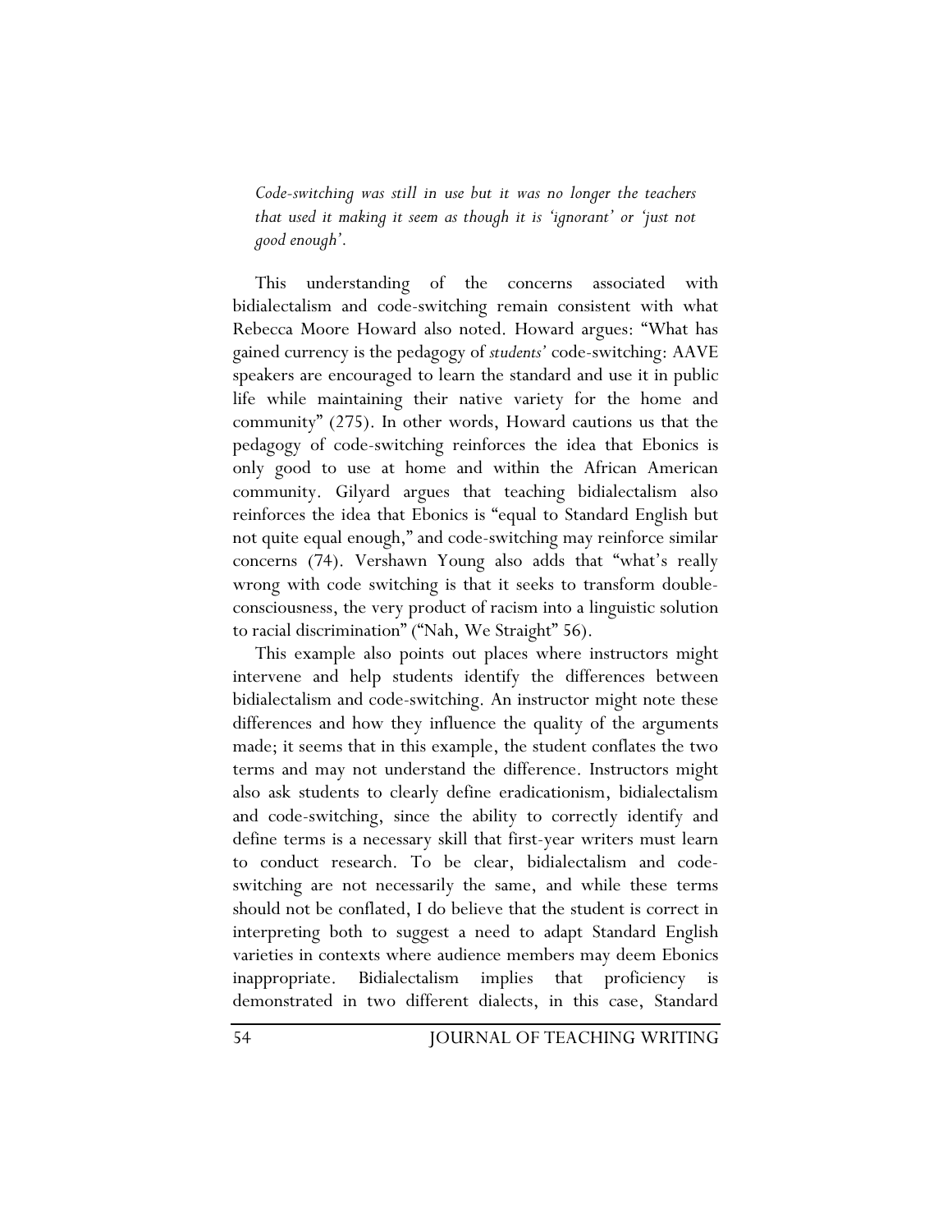*Code-switching was still in use but it was no longer the teachers that used it making it seem as though it is 'ignorant' or 'just not good enough'.*

This understanding of the concerns associated with bidialectalism and code-switching remain consistent with what Rebecca Moore Howard also noted. Howard argues: "What has gained currency is the pedagogy of *students'* code-switching: AAVE speakers are encouraged to learn the standard and use it in public life while maintaining their native variety for the home and community" (275). In other words, Howard cautions us that the pedagogy of code-switching reinforces the idea that Ebonics is only good to use at home and within the African American community. Gilyard argues that teaching bidialectalism also reinforces the idea that Ebonics is "equal to Standard English but not quite equal enough," and code-switching may reinforce similar concerns (74). Vershawn Young also adds that "what's really wrong with code switching is that it seeks to transform double-consciousness, the very product of racism into a linguistic solution to racial discrimination" ("Nah, We Straight" 56).

This example also points out places where instructors might intervene and help students identify the differences between bidialectalism and code-switching. An instructor might note these differences and how they influence the quality of the arguments made; it seems that in this example, the student conflates the two terms and may not understand the difference. Instructors might also ask students to clearly define eradicationism, bidialectalism and code-switching, since the ability to correctly identify and define terms is a necessary skill that first-year writers must learn to conduct research. To be clear, bidialectalism and code-switching are not necessarily the same, and while these terms should not be conflated, I do believe that the student is correct in interpreting both to suggest a need to adapt Standard English varieties in contexts where audience members may deem Ebonics inappropriate. Bidialectalism implies that proficiency is demonstrated in two different dialects, in this case, Standard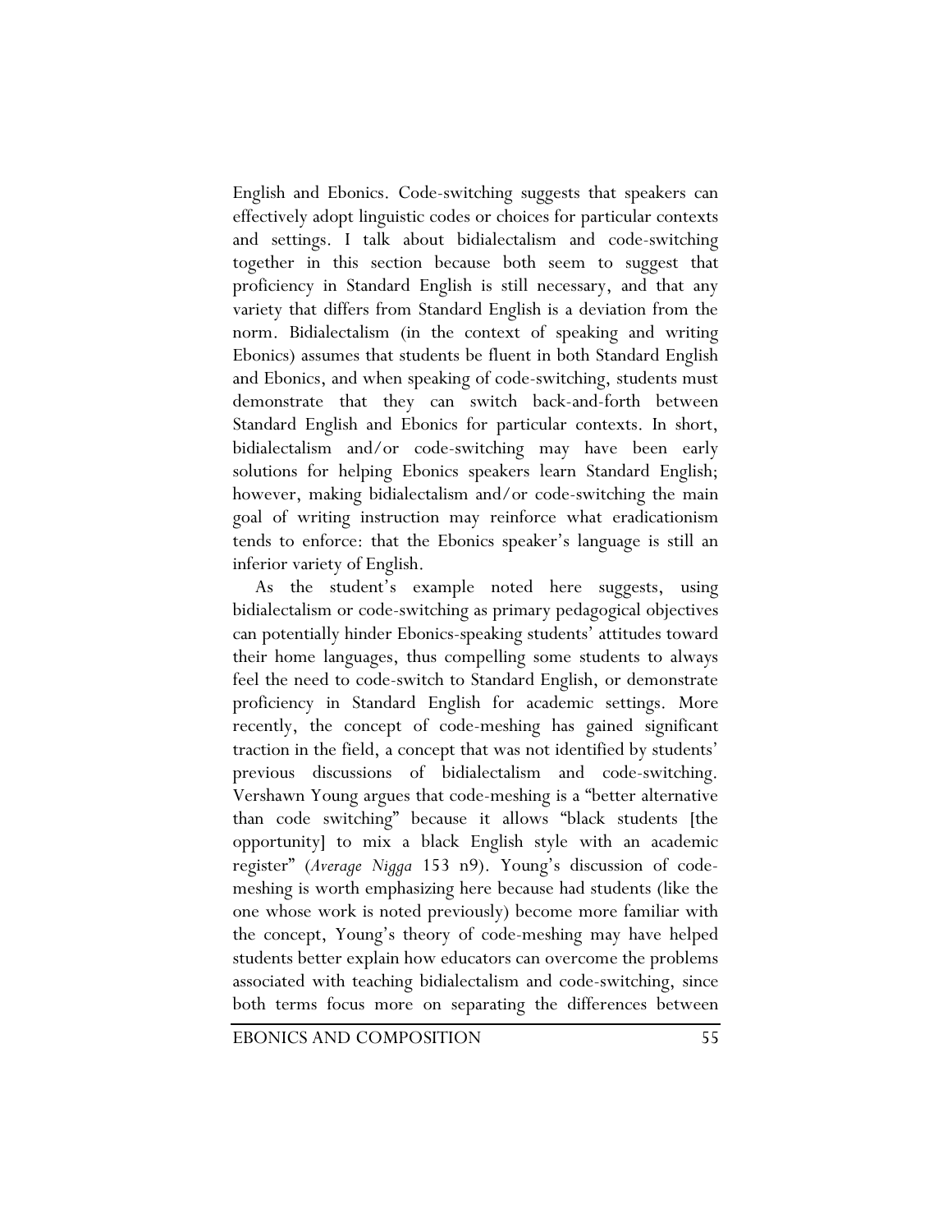English and Ebonics. Code-switching suggests that speakers can effectively adopt linguistic codes or choices for particular contexts and settings. I talk about bidialectalism and code-switching together in this section because both seem to suggest that proficiency in Standard English is still necessary, and that any variety that differs from Standard English is a deviation from the norm. Bidialectalism (in the context of speaking and writing Ebonics) assumes that students be fluent in both Standard English and Ebonics, and when speaking of code-switching, students must demonstrate that they can switch back-and-forth between Standard English and Ebonics for particular contexts. In short, bidialectalism and/or code-switching may have been early solutions for helping Ebonics speakers learn Standard English; however, making bidialectalism and/or code-switching the main goal of writing instruction may reinforce what eradicationism tends to enforce: that the Ebonics speaker's language is still an inferior variety of English.

As the student's example noted here suggests, using bidialectalism or code-switching as primary pedagogical objectives can potentially hinder Ebonics-speaking students' attitudes toward their home languages, thus compelling some students to always feel the need to code-switch to Standard English, or demonstrate proficiency in Standard English for academic settings. More recently, the concept of code-meshing has gained significant traction in the field, a concept that was not identified by students' previous discussions of bidialectalism and code-switching. Vershawn Young argues that code-meshing is a "better alternative than code switching" because it allows "black students [the opportunity] to mix a black English style with an academic register" (*Average Nigga* 153 n9). Young's discussion of code-meshing is worth emphasizing here because had students (like the one whose work is noted previously) become more familiar with the concept, Young's theory of code-meshing may have helped students better explain how educators can overcome the problems associated with teaching bidialectalism and code-switching, since both terms focus more on separating the differences between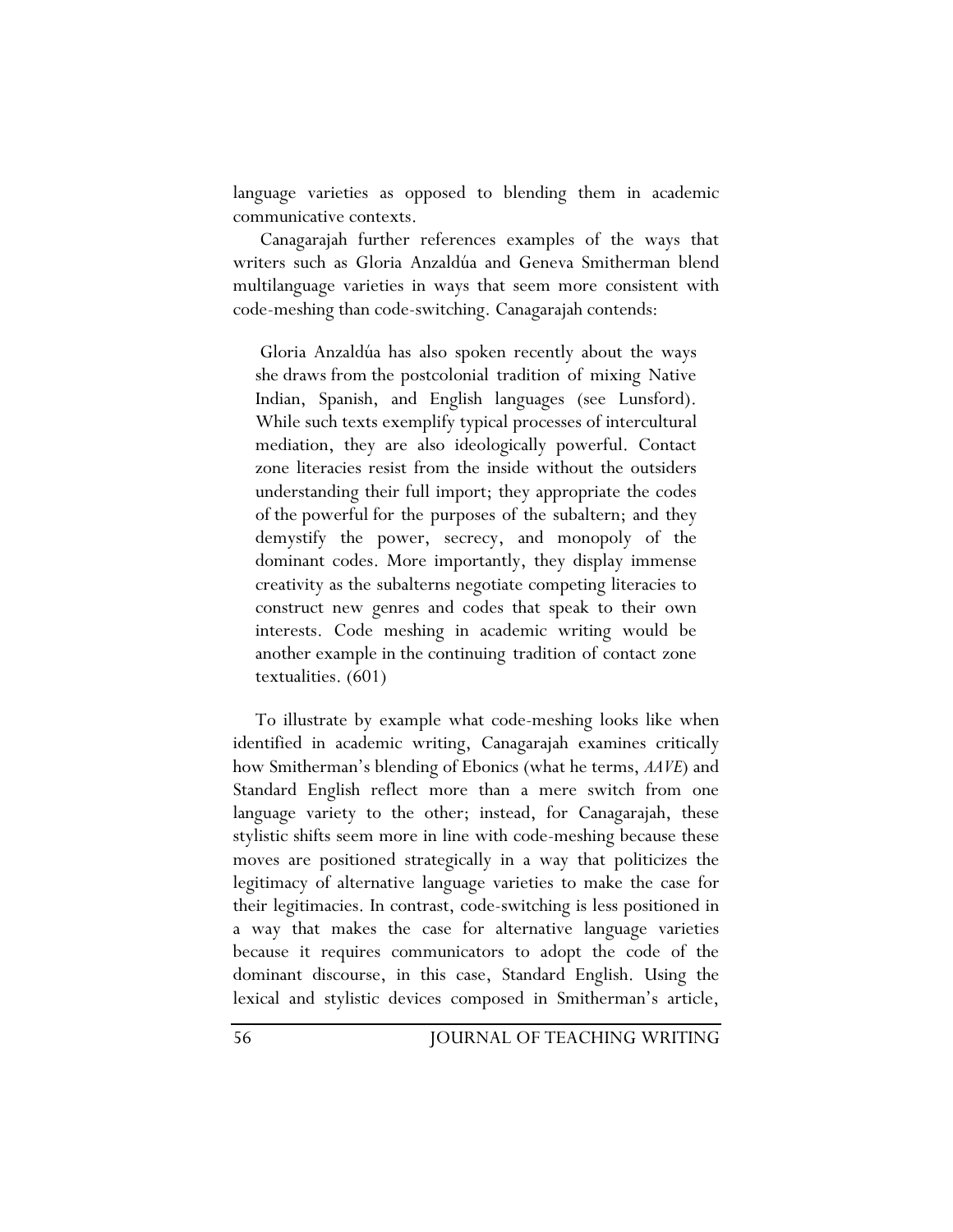language varieties as opposed to blending them in academic communicative contexts.

Canagarajah further references examples of the ways that writers such as Gloria Anzaldúa and Geneva Smitherman blend multilanguage varieties in ways that seem more consistent with code-meshing than code-switching. Canagarajah contends:

> Gloria Anzaldúa has also spoken recently about the ways she draws from the postcolonial tradition of mixing Native Indian, Spanish, and English languages (see Lunsford). While such texts exemplify typical processes of intercultural mediation, they are also ideologically powerful. Contact zone literacies resist from the inside without the outsiders understanding their full import; they appropriate the codes of the powerful for the purposes of the subaltern; and they demystify the power, secrecy, and monopoly of the dominant codes. More importantly, they display immense creativity as the subalterns negotiate competing literacies to construct new genres and codes that speak to their own interests. Code meshing in academic writing would be another example in the continuing tradition of contact zone textualities. (601)

To illustrate by example what code-meshing looks like when identified in academic writing, Canagarajah examines critically how Smitherman's blending of Ebonics (what he terms, *AAVE*) and Standard English reflect more than a mere switch from one language variety to the other; instead, for Canagarajah, these stylistic shifts seem more in line with code-meshing because these moves are positioned strategically in a way that politicizes the legitimacy of alternative language varieties to make the case for their legitimacies. In contrast, code-switching is less positioned in a way that makes the case for alternative language varieties because it requires communicators to adopt the code of the dominant discourse, in this case, Standard English. Using the lexical and stylistic devices composed in Smitherman's article,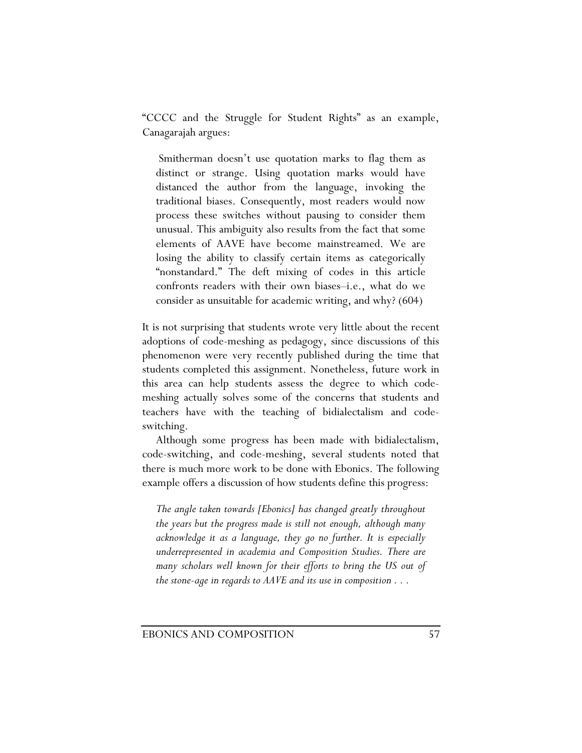"CCCC and the Struggle for Student Rights" as an example, Canagarajah argues:

> Smitherman doesn't use quotation marks to flag them as distinct or strange. Using quotation marks would have distanced the author from the language, invoking the traditional biases. Consequently, most readers would now process these switches without pausing to consider them unusual. This ambiguity also results from the fact that some elements of AAVE have become mainstreamed. We are losing the ability to classify certain items as categorically "nonstandard." The deft mixing of codes in this article confronts readers with their own biases–i.e., what do we consider as unsuitable for academic writing, and why? (604)

It is not surprising that students wrote very little about the recent adoptions of code-meshing as pedagogy, since discussions of this phenomenon were very recently published during the time that students completed this assignment. Nonetheless, future work in this area can help students assess the degree to which code-meshing actually solves some of the concerns that students and teachers have with the teaching of bidialectalism and code-switching.

Although some progress has been made with bidialectalism, code-switching, and code-meshing, several students noted that there is much more work to be done with Ebonics. The following example offers a discussion of how students define this progress:

> *The angle taken towards [Ebonics] has changed greatly throughout the years but the progress made is still not enough, although many acknowledge it as a language, they go no further. It is especially underrepresented in academia and Composition Studies. There are many scholars well known for their efforts to bring the US out of the stone-age in regards to AAVE and its use in composition . . .*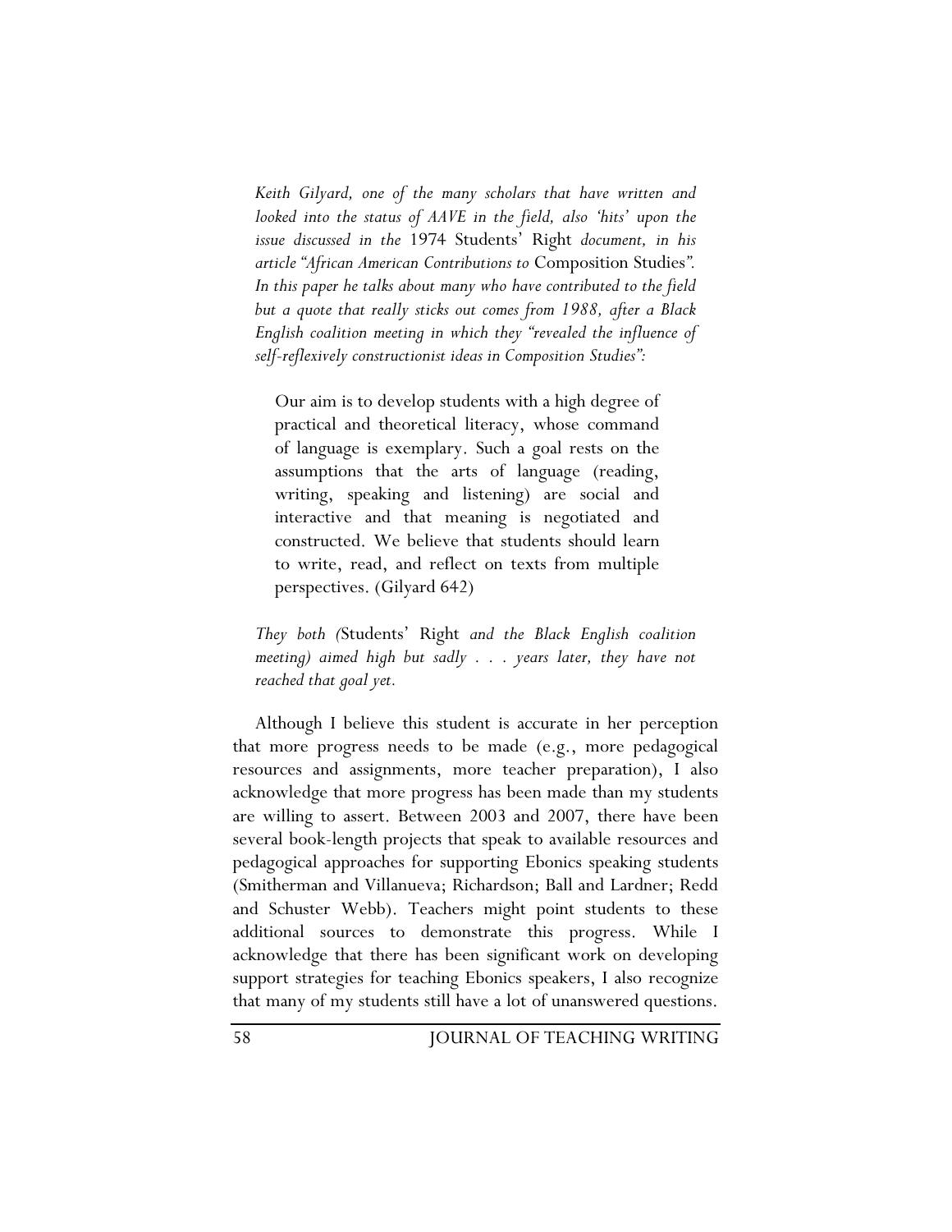*Keith Gilyard, one of the many scholars that have written and looked into the status of AAVE in the field, also 'hits' upon the issue discussed in the* 1974 Students' Right *document, in his article "African American Contributions to* Composition Studies*". In this paper he talks about many who have contributed to the field but a quote that really sticks out comes from 1988, after a Black English coalition meeting in which they "revealed the influence of self-reflexively constructionist ideas in Composition Studies":*

> Our aim is to develop students with a high degree of practical and theoretical literacy, whose command of language is exemplary. Such a goal rests on the assumptions that the arts of language (reading, writing, speaking and listening) are social and interactive and that meaning is negotiated and constructed. We believe that students should learn to write, read, and reflect on texts from multiple perspectives. (Gilyard 642)

*They both (*Students' Right *and the Black English coalition meeting) aimed high but sadly . . . years later, they have not reached that goal yet.*

Although I believe this student is accurate in her perception that more progress needs to be made (e.g., more pedagogical resources and assignments, more teacher preparation), I also acknowledge that more progress has been made than my students are willing to assert. Between 2003 and 2007, there have been several book-length projects that speak to available resources and pedagogical approaches for supporting Ebonics speaking students (Smitherman and Villanueva; Richardson; Ball and Lardner; Redd and Schuster Webb). Teachers might point students to these additional sources to demonstrate this progress. While I acknowledge that there has been significant work on developing support strategies for teaching Ebonics speakers, I also recognize that many of my students still have a lot of unanswered questions.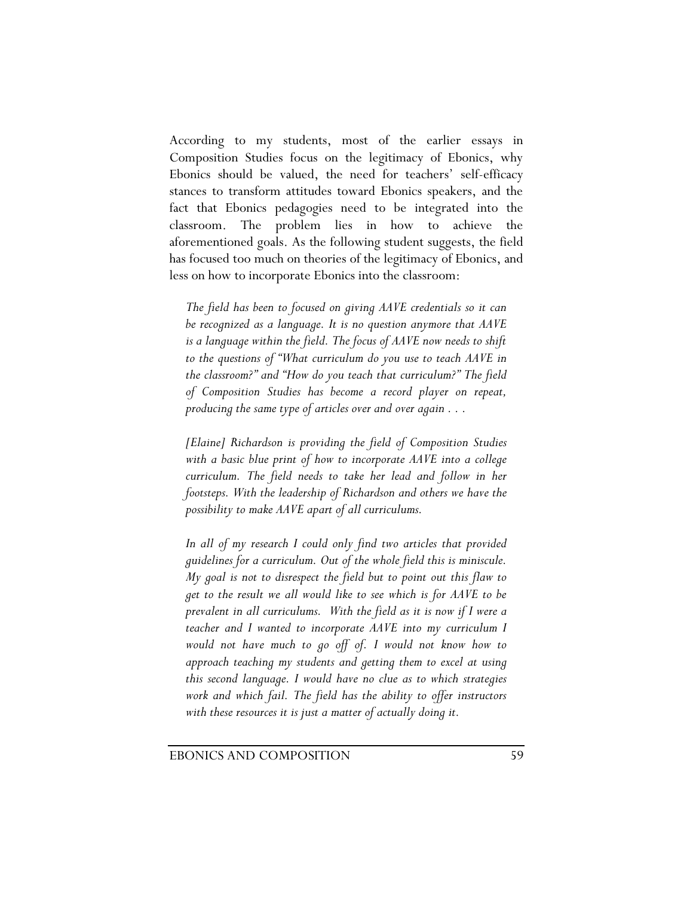According to my students, most of the earlier essays in Composition Studies focus on the legitimacy of Ebonics, why Ebonics should be valued, the need for teachers' self-efficacy stances to transform attitudes toward Ebonics speakers, and the fact that Ebonics pedagogies need to be integrated into the classroom. The problem lies in how to achieve the aforementioned goals. As the following student suggests, the field has focused too much on theories of the legitimacy of Ebonics, and less on how to incorporate Ebonics into the classroom:

> *The field has been to focused on giving AAVE credentials so it can be recognized as a language. It is no question anymore that AAVE is a language within the field. The focus of AAVE now needs to shift to the questions of "What curriculum do you use to teach AAVE in the classroom?" and "How do you teach that curriculum?" The field of Composition Studies has become a record player on repeat, producing the same type of articles over and over again . . .*
>
> *[Elaine] Richardson is providing the field of Composition Studies with a basic blue print of how to incorporate AAVE into a college curriculum. The field needs to take her lead and follow in her footsteps. With the leadership of Richardson and others we have the possibility to make AAVE apart of all curriculums.*
>
> *In all of my research I could only find two articles that provided guidelines for a curriculum. Out of the whole field this is miniscule. My goal is not to disrespect the field but to point out this flaw to get to the result we all would like to see which is for AAVE to be prevalent in all curriculums. With the field as it is now if I were a teacher and I wanted to incorporate AAVE into my curriculum I would not have much to go off of. I would not know how to approach teaching my students and getting them to excel at using this second language. I would have no clue as to which strategies work and which fail. The field has the ability to offer instructors with these resources it is just a matter of actually doing it.*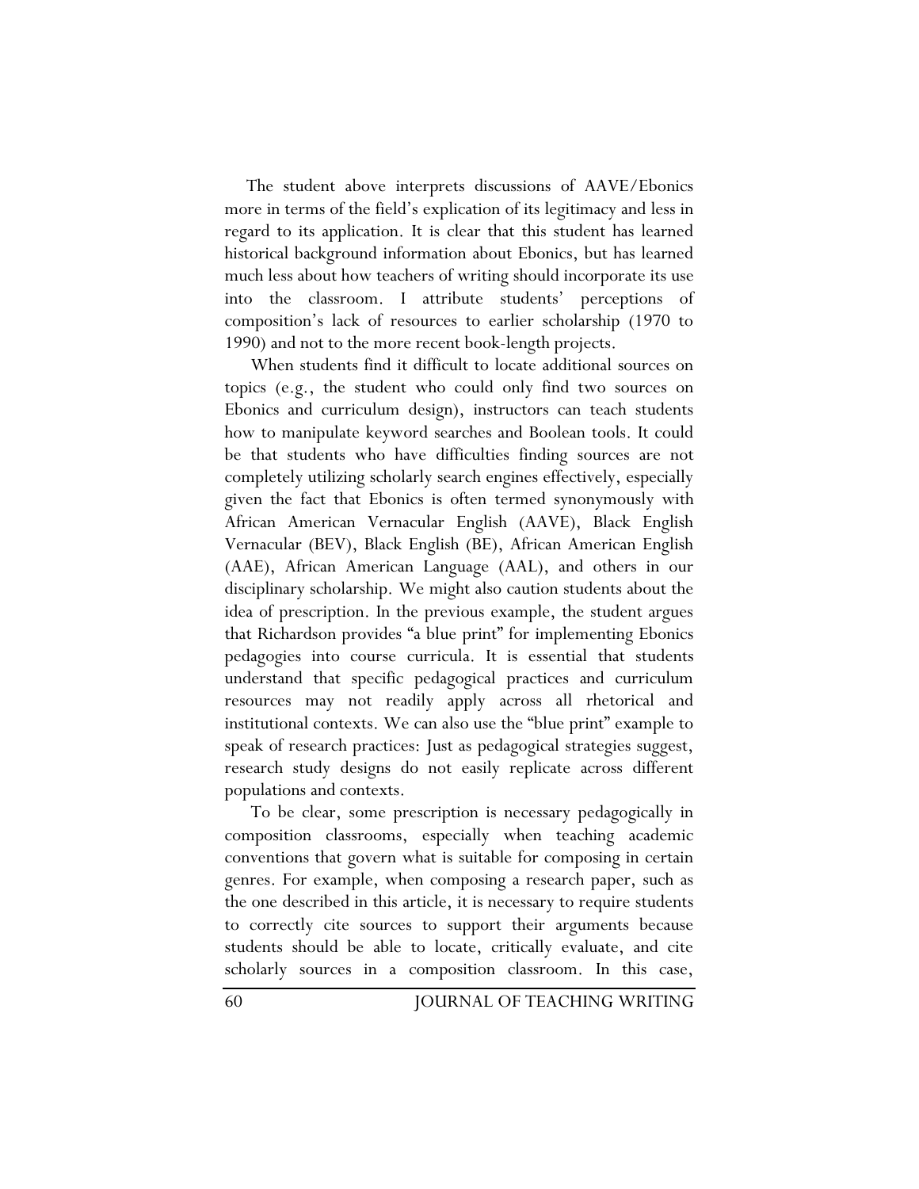The student above interprets discussions of AAVE/Ebonics more in terms of the field's explication of its legitimacy and less in regard to its application. It is clear that this student has learned historical background information about Ebonics, but has learned much less about how teachers of writing should incorporate its use into the classroom. I attribute students' perceptions of composition's lack of resources to earlier scholarship (1970 to 1990) and not to the more recent book-length projects.

When students find it difficult to locate additional sources on topics (e.g., the student who could only find two sources on Ebonics and curriculum design), instructors can teach students how to manipulate keyword searches and Boolean tools. It could be that students who have difficulties finding sources are not completely utilizing scholarly search engines effectively, especially given the fact that Ebonics is often termed synonymously with African American Vernacular English (AAVE), Black English Vernacular (BEV), Black English (BE), African American English (AAE), African American Language (AAL), and others in our disciplinary scholarship. We might also caution students about the idea of prescription. In the previous example, the student argues that Richardson provides "a blue print" for implementing Ebonics pedagogies into course curricula. It is essential that students understand that specific pedagogical practices and curriculum resources may not readily apply across all rhetorical and institutional contexts. We can also use the "blue print" example to speak of research practices: Just as pedagogical strategies suggest, research study designs do not easily replicate across different populations and contexts.

To be clear, some prescription is necessary pedagogically in composition classrooms, especially when teaching academic conventions that govern what is suitable for composing in certain genres. For example, when composing a research paper, such as the one described in this article, it is necessary to require students to correctly cite sources to support their arguments because students should be able to locate, critically evaluate, and cite scholarly sources in a composition classroom. In this case,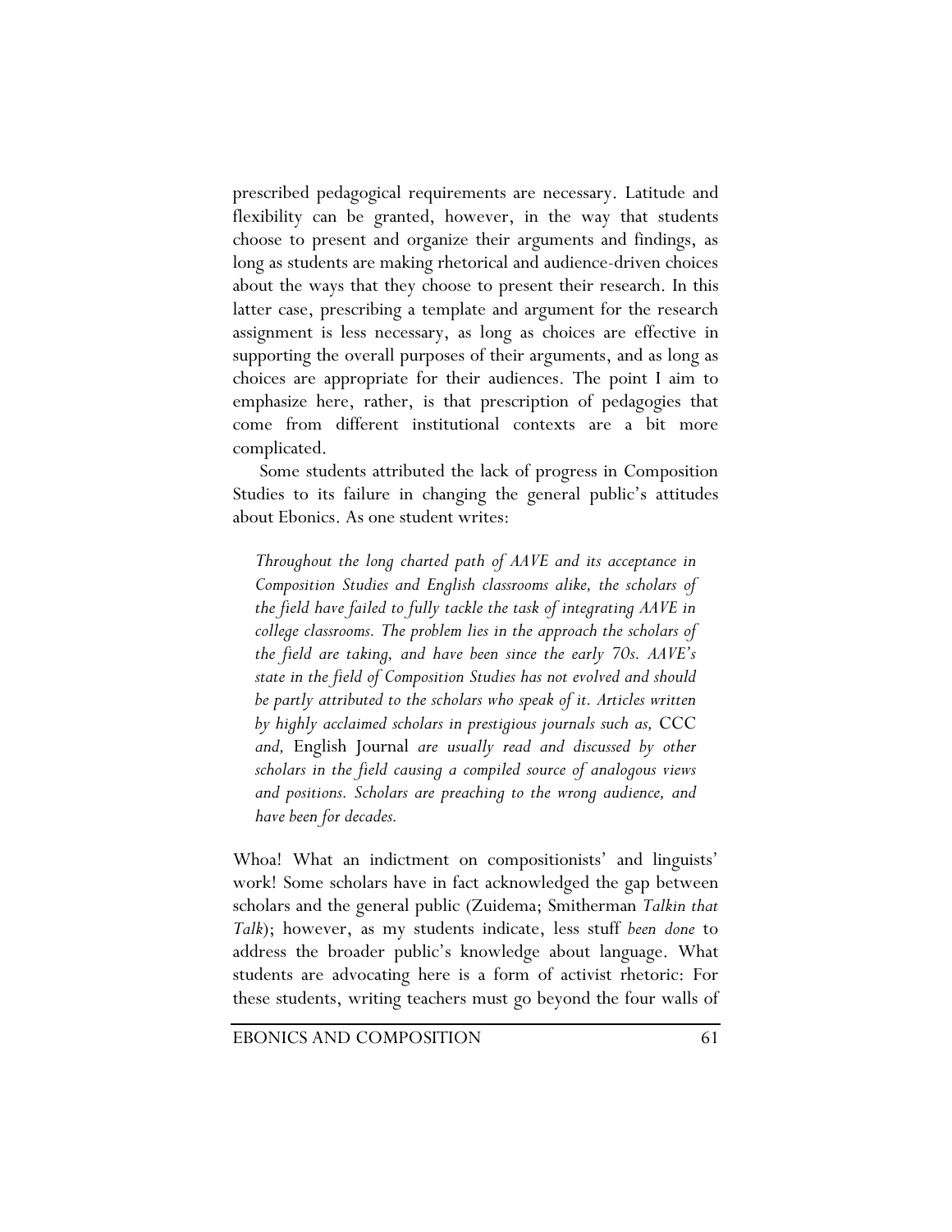prescribed pedagogical requirements are necessary. Latitude and flexibility can be granted, however, in the way that students choose to present and organize their arguments and findings, as long as students are making rhetorical and audience-driven choices about the ways that they choose to present their research. In this latter case, prescribing a template and argument for the research assignment is less necessary, as long as choices are effective in supporting the overall purposes of their arguments, and as long as choices are appropriate for their audiences. The point I aim to emphasize here, rather, is that prescription of pedagogies that come from different institutional contexts are a bit more complicated.

Some students attributed the lack of progress in Composition Studies to its failure in changing the general public's attitudes about Ebonics. As one student writes:

> *Throughout the long charted path of AAVE and its acceptance in Composition Studies and English classrooms alike, the scholars of the field have failed to fully tackle the task of integrating AAVE in college classrooms. The problem lies in the approach the scholars of the field are taking, and have been since the early 70s. AAVE's state in the field of Composition Studies has not evolved and should be partly attributed to the scholars who speak of it. Articles written by highly acclaimed scholars in prestigious journals such as,* CCC *and,* English Journal *are usually read and discussed by other scholars in the field causing a compiled source of analogous views and positions. Scholars are preaching to the wrong audience, and have been for decades.*

Whoa! What an indictment on compositionists' and linguists' work! Some scholars have in fact acknowledged the gap between scholars and the general public (Zuidema; Smitherman *Talkin that Talk*); however, as my students indicate, less stuff *been done* to address the broader public's knowledge about language. What students are advocating here is a form of activist rhetoric: For these students, writing teachers must go beyond the four walls of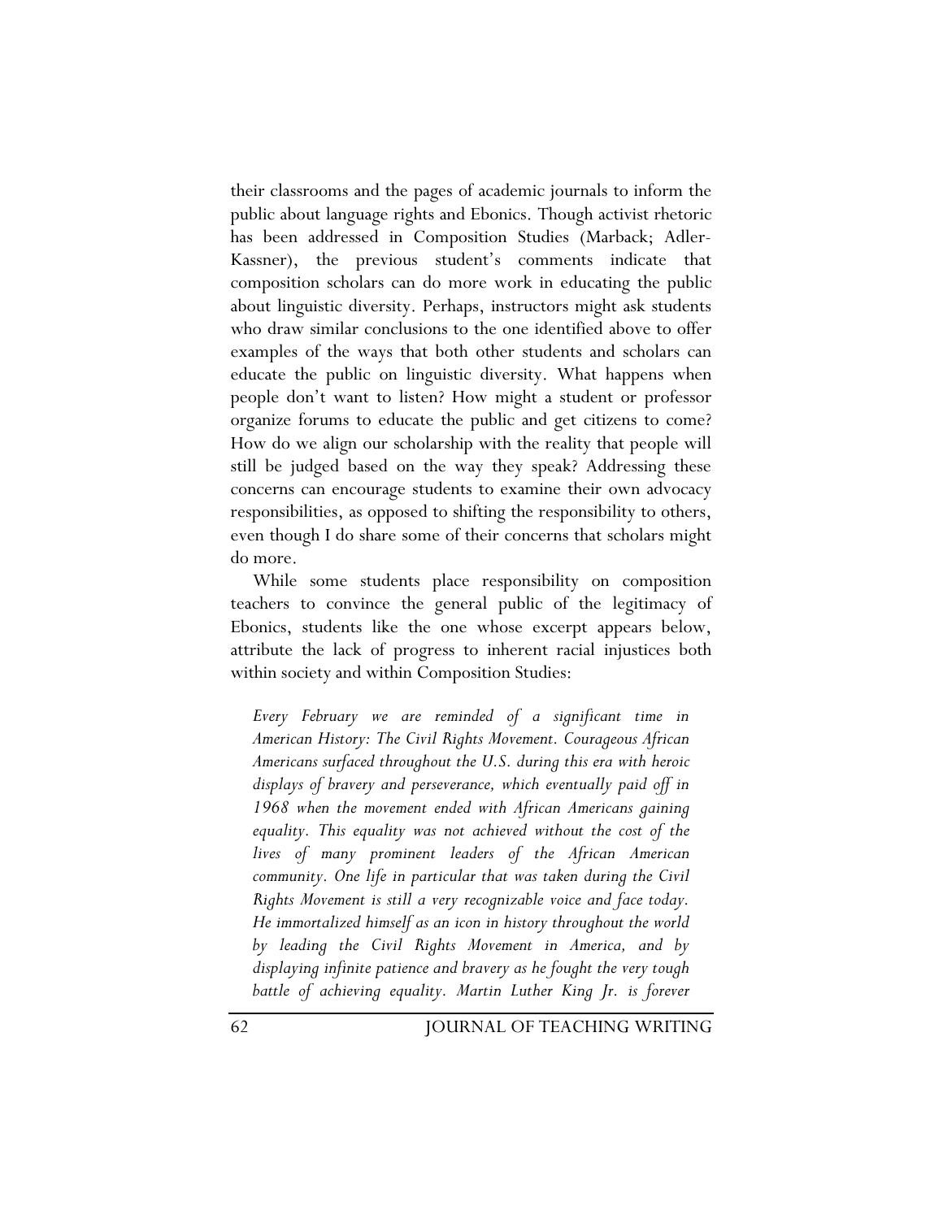their classrooms and the pages of academic journals to inform the public about language rights and Ebonics. Though activist rhetoric has been addressed in Composition Studies (Marback; Adler-Kassner), the previous student's comments indicate that composition scholars can do more work in educating the public about linguistic diversity. Perhaps, instructors might ask students who draw similar conclusions to the one identified above to offer examples of the ways that both other students and scholars can educate the public on linguistic diversity. What happens when people don't want to listen? How might a student or professor organize forums to educate the public and get citizens to come? How do we align our scholarship with the reality that people will still be judged based on the way they speak? Addressing these concerns can encourage students to examine their own advocacy responsibilities, as opposed to shifting the responsibility to others, even though I do share some of their concerns that scholars might do more.

While some students place responsibility on composition teachers to convince the general public of the legitimacy of Ebonics, students like the one whose excerpt appears below, attribute the lack of progress to inherent racial injustices both within society and within Composition Studies:

> *Every February we are reminded of a significant time in American History: The Civil Rights Movement. Courageous African Americans surfaced throughout the U.S. during this era with heroic displays of bravery and perseverance, which eventually paid off in 1968 when the movement ended with African Americans gaining equality. This equality was not achieved without the cost of the lives of many prominent leaders of the African American community. One life in particular that was taken during the Civil Rights Movement is still a very recognizable voice and face today. He immortalized himself as an icon in history throughout the world by leading the Civil Rights Movement in America, and by displaying infinite patience and bravery as he fought the very tough battle of achieving equality. Martin Luther King Jr. is forever*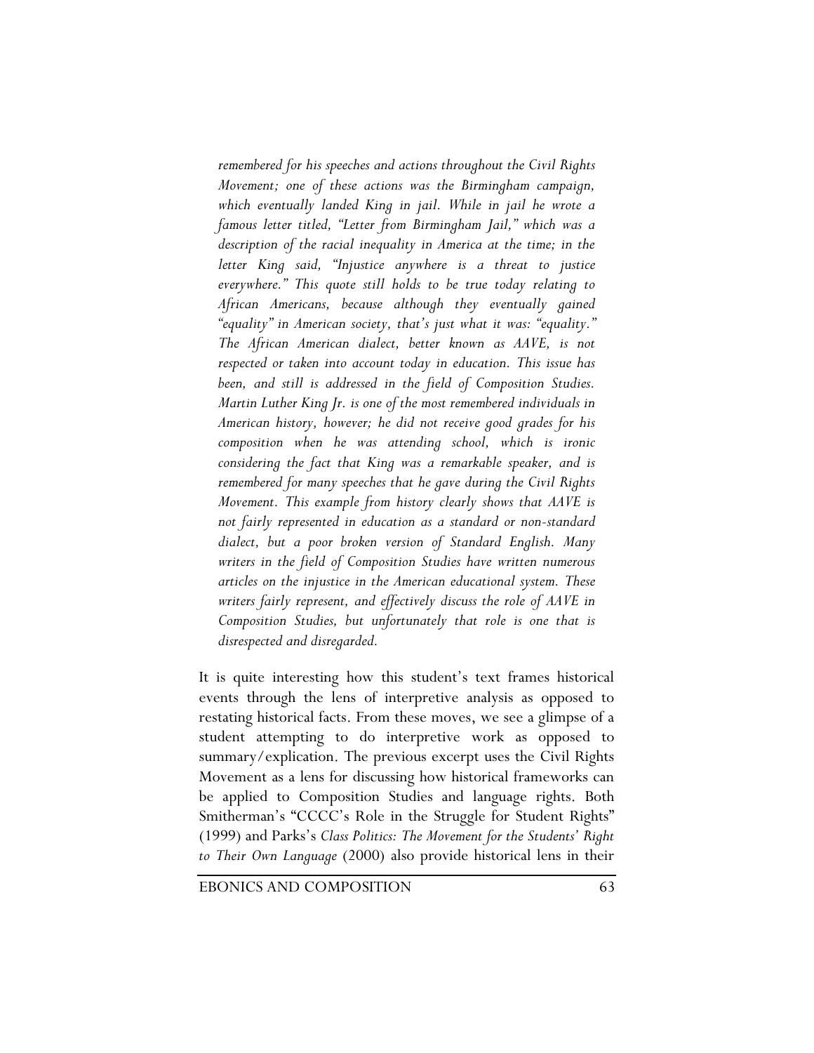*remembered for his speeches and actions throughout the Civil Rights Movement; one of these actions was the Birmingham campaign, which eventually landed King in jail. While in jail he wrote a famous letter titled, "Letter from Birmingham Jail," which was a description of the racial inequality in America at the time; in the letter King said, "Injustice anywhere is a threat to justice everywhere." This quote still holds to be true today relating to African Americans, because although they eventually gained "equality" in American society, that's just what it was: "equality." The African American dialect, better known as AAVE, is not respected or taken into account today in education. This issue has been, and still is addressed in the field of Composition Studies. Martin Luther King Jr. is one of the most remembered individuals in American history, however; he did not receive good grades for his composition when he was attending school, which is ironic considering the fact that King was a remarkable speaker, and is remembered for many speeches that he gave during the Civil Rights Movement. This example from history clearly shows that AAVE is not fairly represented in education as a standard or non-standard dialect, but a poor broken version of Standard English. Many writers in the field of Composition Studies have written numerous articles on the injustice in the American educational system. These writers fairly represent, and effectively discuss the role of AAVE in Composition Studies, but unfortunately that role is one that is disrespected and disregarded.*

It is quite interesting how this student's text frames historical events through the lens of interpretive analysis as opposed to restating historical facts. From these moves, we see a glimpse of a student attempting to do interpretive work as opposed to summary/explication. The previous excerpt uses the Civil Rights Movement as a lens for discussing how historical frameworks can be applied to Composition Studies and language rights. Both Smitherman's "CCCC's Role in the Struggle for Student Rights" (1999) and Parks's *Class Politics: The Movement for the Students' Right to Their Own Language* (2000) also provide historical lens in their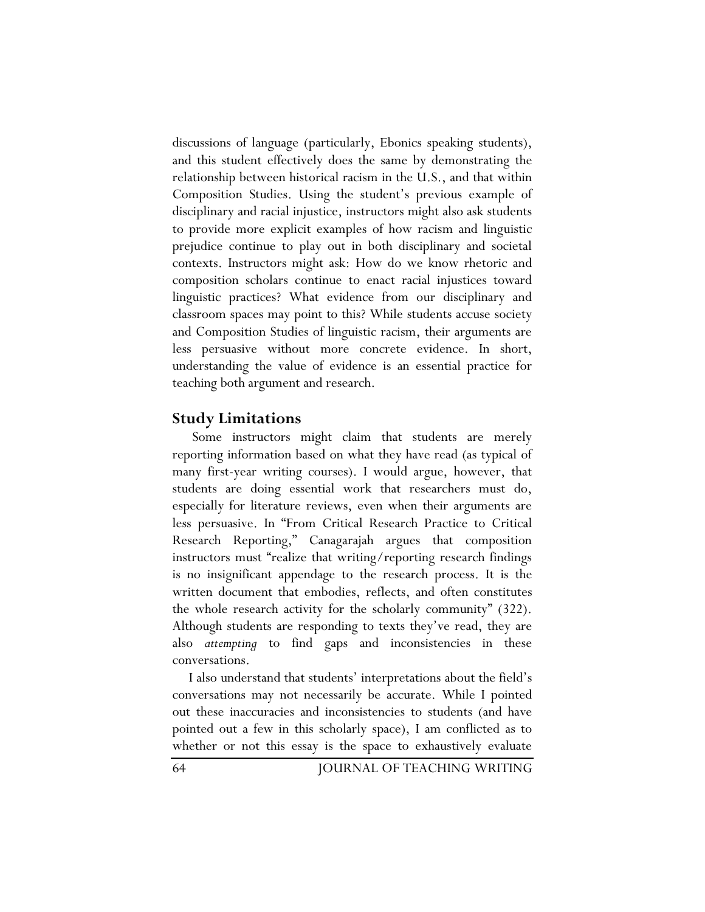discussions of language (particularly, Ebonics speaking students), and this student effectively does the same by demonstrating the relationship between historical racism in the U.S., and that within Composition Studies. Using the student's previous example of disciplinary and racial injustice, instructors might also ask students to provide more explicit examples of how racism and linguistic prejudice continue to play out in both disciplinary and societal contexts. Instructors might ask: How do we know rhetoric and composition scholars continue to enact racial injustices toward linguistic practices? What evidence from our disciplinary and classroom spaces may point to this? While students accuse society and Composition Studies of linguistic racism, their arguments are less persuasive without more concrete evidence. In short, understanding the value of evidence is an essential practice for teaching both argument and research.

## Study Limitations

Some instructors might claim that students are merely reporting information based on what they have read (as typical of many first-year writing courses). I would argue, however, that students are doing essential work that researchers must do, especially for literature reviews, even when their arguments are less persuasive. In "From Critical Research Practice to Critical Research Reporting," Canagarajah argues that composition instructors must "realize that writing/reporting research findings is no insignificant appendage to the research process. It is the written document that embodies, reflects, and often constitutes the whole research activity for the scholarly community" (322). Although students are responding to texts they've read, they are also *attempting* to find gaps and inconsistencies in these conversations.

I also understand that students' interpretations about the field's conversations may not necessarily be accurate. While I pointed out these inaccuracies and inconsistencies to students (and have pointed out a few in this scholarly space), I am conflicted as to whether or not this essay is the space to exhaustively evaluate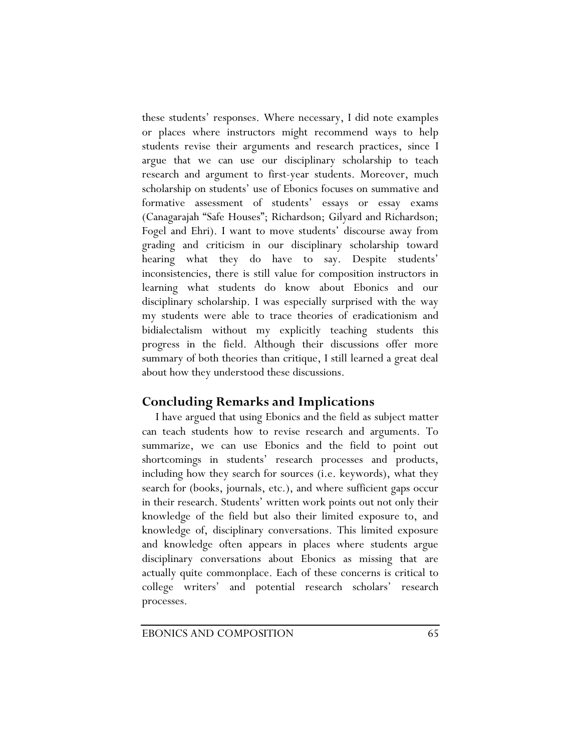these students' responses. Where necessary, I did note examples or places where instructors might recommend ways to help students revise their arguments and research practices, since I argue that we can use our disciplinary scholarship to teach research and argument to first-year students. Moreover, much scholarship on students' use of Ebonics focuses on summative and formative assessment of students' essays or essay exams (Canagarajah "Safe Houses"; Richardson; Gilyard and Richardson; Fogel and Ehri). I want to move students' discourse away from grading and criticism in our disciplinary scholarship toward hearing what they do have to say. Despite students' inconsistencies, there is still value for composition instructors in learning what students do know about Ebonics and our disciplinary scholarship. I was especially surprised with the way my students were able to trace theories of eradicationism and bidialectalism without my explicitly teaching students this progress in the field. Although their discussions offer more summary of both theories than critique, I still learned a great deal about how they understood these discussions.

## Concluding Remarks and Implications

I have argued that using Ebonics and the field as subject matter can teach students how to revise research and arguments. To summarize, we can use Ebonics and the field to point out shortcomings in students' research processes and products, including how they search for sources (i.e. keywords), what they search for (books, journals, etc.), and where sufficient gaps occur in their research. Students' written work points out not only their knowledge of the field but also their limited exposure to, and knowledge of, disciplinary conversations. This limited exposure and knowledge often appears in places where students argue disciplinary conversations about Ebonics as missing that are actually quite commonplace. Each of these concerns is critical to college writers' and potential research scholars' research processes.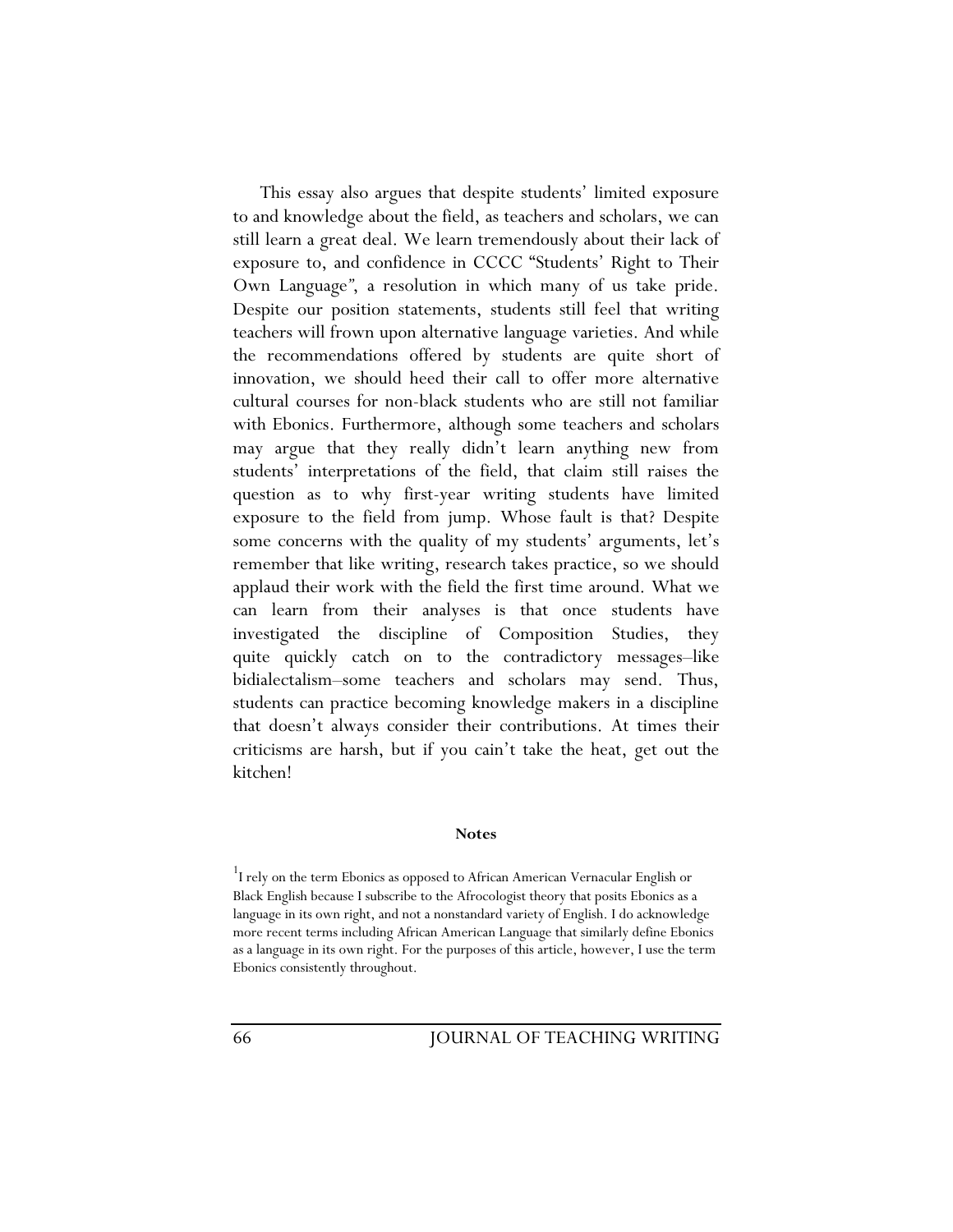This essay also argues that despite students' limited exposure to and knowledge about the field, as teachers and scholars, we can still learn a great deal. We learn tremendously about their lack of exposure to, and confidence in CCCC "Students' Right to Their Own Language", a resolution in which many of us take pride. Despite our position statements, students still feel that writing teachers will frown upon alternative language varieties. And while the recommendations offered by students are quite short of innovation, we should heed their call to offer more alternative cultural courses for non-black students who are still not familiar with Ebonics. Furthermore, although some teachers and scholars may argue that they really didn't learn anything new from students' interpretations of the field, that claim still raises the question as to why first-year writing students have limited exposure to the field from jump. Whose fault is that? Despite some concerns with the quality of my students' arguments, let's remember that like writing, research takes practice, so we should applaud their work with the field the first time around. What we can learn from their analyses is that once students have investigated the discipline of Composition Studies, they quite quickly catch on to the contradictory messages–like bidialectalism–some teachers and scholars may send. Thus, students can practice becoming knowledge makers in a discipline that doesn't always consider their contributions. At times their criticisms are harsh, but if you cain't take the heat, get out the kitchen!

## Notes

[1] I rely on the term Ebonics as opposed to African American Vernacular English or Black English because I subscribe to the Afrocologist theory that posits Ebonics as a language in its own right, and not a nonstandard variety of English. I do acknowledge more recent terms including African American Language that similarly define Ebonics as a language in its own right. For the purposes of this article, however, I use the term Ebonics consistently throughout.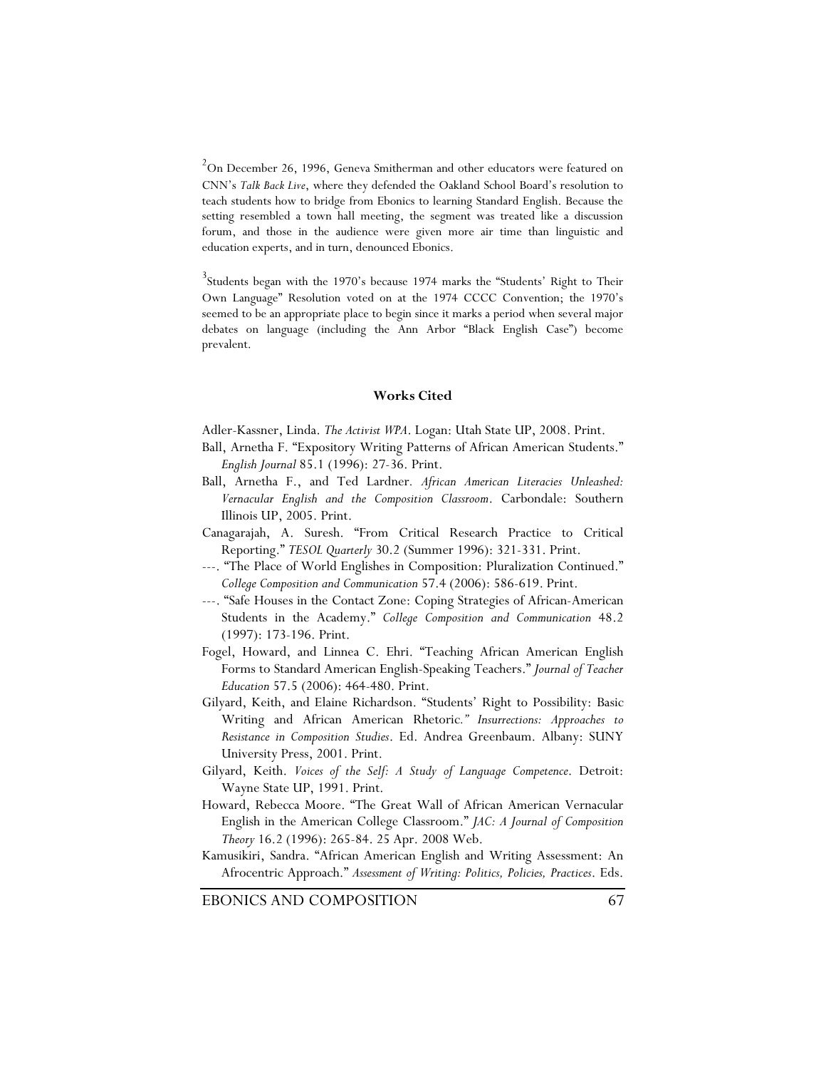[2]On December 26, 1996, Geneva Smitherman and other educators were featured on CNN's *Talk Back Live*, where they defended the Oakland School Board's resolution to teach students how to bridge from Ebonics to learning Standard English. Because the setting resembled a town hall meeting, the segment was treated like a discussion forum, and those in the audience were given more air time than linguistic and education experts, and in turn, denounced Ebonics.

[3]Students began with the 1970's because 1974 marks the "Students' Right to Their Own Language" Resolution voted on at the 1974 CCCC Convention; the 1970's seemed to be an appropriate place to begin since it marks a period when several major debates on language (including the Ann Arbor "Black English Case") become prevalent.

## Works Cited

Adler-Kassner, Linda. *The Activist WPA*. Logan: Utah State UP, 2008. Print.

Ball, Arnetha F. "Expository Writing Patterns of African American Students." *English Journal* 85.1 (1996): 27-36. Print.

Ball, Arnetha F., and Ted Lardner. *African American Literacies Unleashed: Vernacular English and the Composition Classroom*. Carbondale: Southern Illinois UP, 2005. Print.

Canagarajah, A. Suresh. "From Critical Research Practice to Critical Reporting." *TESOL Quarterly* 30.2 (Summer 1996): 321-331. Print.

---. "The Place of World Englishes in Composition: Pluralization Continued." *College Composition and Communication* 57.4 (2006): 586-619. Print.

---. "Safe Houses in the Contact Zone: Coping Strategies of African-American Students in the Academy." *College Composition and Communication* 48.2 (1997): 173-196. Print.

Fogel, Howard, and Linnea C. Ehri. "Teaching African American English Forms to Standard American English-Speaking Teachers." *Journal of Teacher Education* 57.5 (2006): 464-480. Print.

Gilyard, Keith, and Elaine Richardson. "Students' Right to Possibility: Basic Writing and African American Rhetoric." *Insurrections: Approaches to Resistance in Composition Studies*. Ed. Andrea Greenbaum. Albany: SUNY University Press, 2001. Print.

Gilyard, Keith. *Voices of the Self: A Study of Language Competence*. Detroit: Wayne State UP, 1991. Print.

Howard, Rebecca Moore. "The Great Wall of African American Vernacular English in the American College Classroom." *JAC: A Journal of Composition Theory* 16.2 (1996): 265-84. 25 Apr. 2008 Web.

Kamusikiri, Sandra. "African American English and Writing Assessment: An Afrocentric Approach." *Assessment of Writing: Politics, Policies, Practices*. Eds.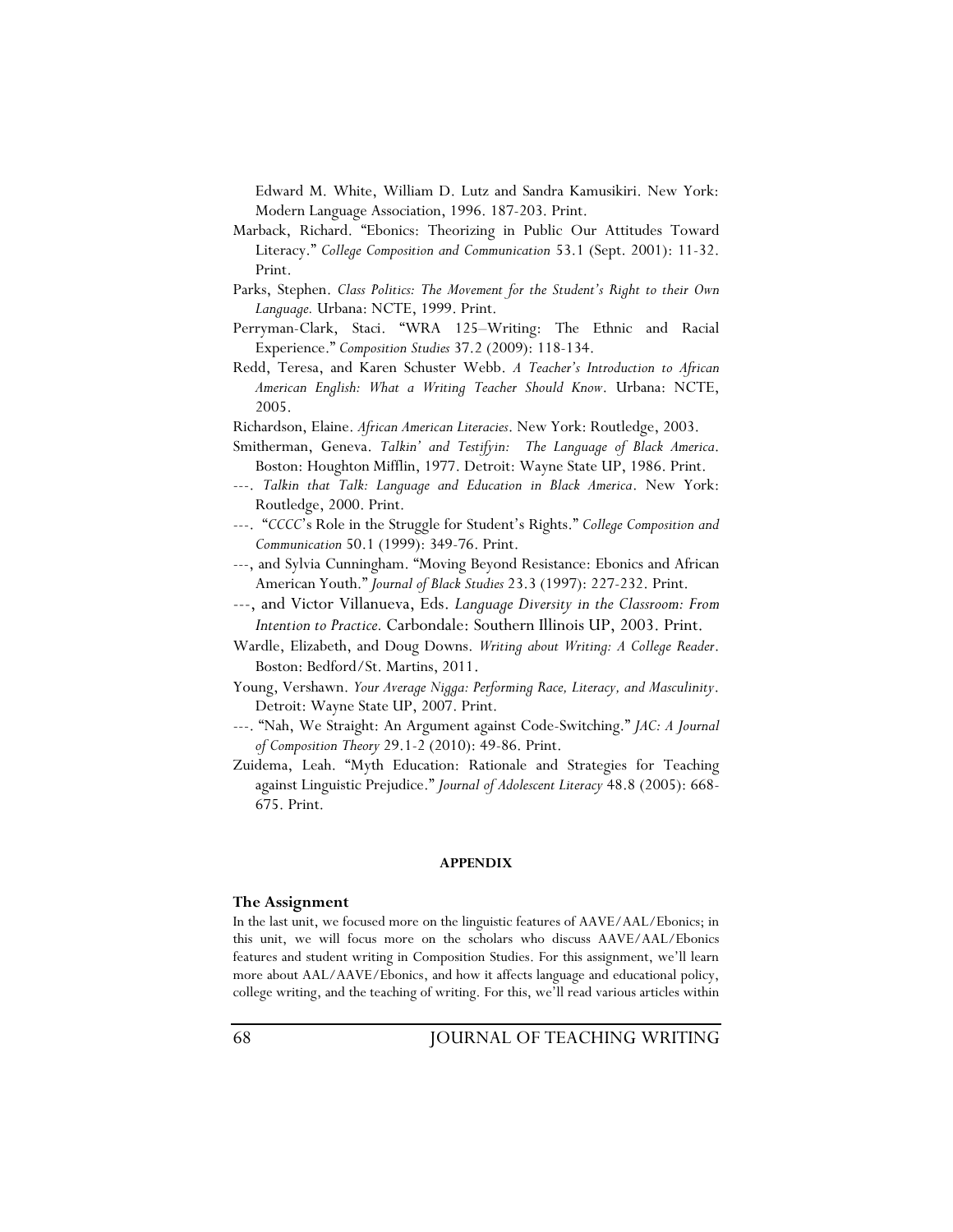Edward M. White, William D. Lutz and Sandra Kamusikiri. New York: Modern Language Association, 1996. 187-203. Print.

Marback, Richard. "Ebonics: Theorizing in Public Our Attitudes Toward Literacy." *College Composition and Communication* 53.1 (Sept. 2001): 11-32. Print.

Parks, Stephen. *Class Politics: The Movement for the Student's Right to their Own Language.* Urbana: NCTE, 1999. Print.

Perryman-Clark, Staci. "WRA 125–Writing: The Ethnic and Racial Experience." *Composition Studies* 37.2 (2009): 118-134.

Redd, Teresa, and Karen Schuster Webb. *A Teacher's Introduction to African American English: What a Writing Teacher Should Know*. Urbana: NCTE, 2005.

Richardson, Elaine. *African American Literacies*. New York: Routledge, 2003.

Smitherman, Geneva. *Talkin' and Testifyin: The Language of Black America*. Boston: Houghton Mifflin, 1977. Detroit: Wayne State UP, 1986. Print.

---. *Talkin that Talk: Language and Education in Black America*. New York: Routledge, 2000. Print.

---. "*CCCC*'s Role in the Struggle for Student's Rights." *College Composition and Communication* 50.1 (1999): 349-76. Print.

---, and Sylvia Cunningham. "Moving Beyond Resistance: Ebonics and African American Youth." *Journal of Black Studies* 23.3 (1997): 227-232. Print.

---, and Victor Villanueva, Eds. *Language Diversity in the Classroom: From Intention to Practice.* Carbondale: Southern Illinois UP, 2003. Print.

Wardle, Elizabeth, and Doug Downs. *Writing about Writing: A College Reader*. Boston: Bedford/St. Martins, 2011.

Young, Vershawn. *Your Average Nigga: Performing Race, Literacy, and Masculinity*. Detroit: Wayne State UP, 2007. Print.

---. "Nah, We Straight: An Argument against Code-Switching." *JAC: A Journal of Composition Theory* 29.1-2 (2010): 49-86. Print.

Zuidema, Leah. "Myth Education: Rationale and Strategies for Teaching against Linguistic Prejudice." *Journal of Adolescent Literacy* 48.8 (2005): 668-675. Print.

## APPENDIX

### The Assignment

In the last unit, we focused more on the linguistic features of AAVE/AAL/Ebonics; in this unit, we will focus more on the scholars who discuss AAVE/AAL/Ebonics features and student writing in Composition Studies. For this assignment, we'll learn more about AAL/AAVE/Ebonics, and how it affects language and educational policy, college writing, and the teaching of writing. For this, we'll read various articles within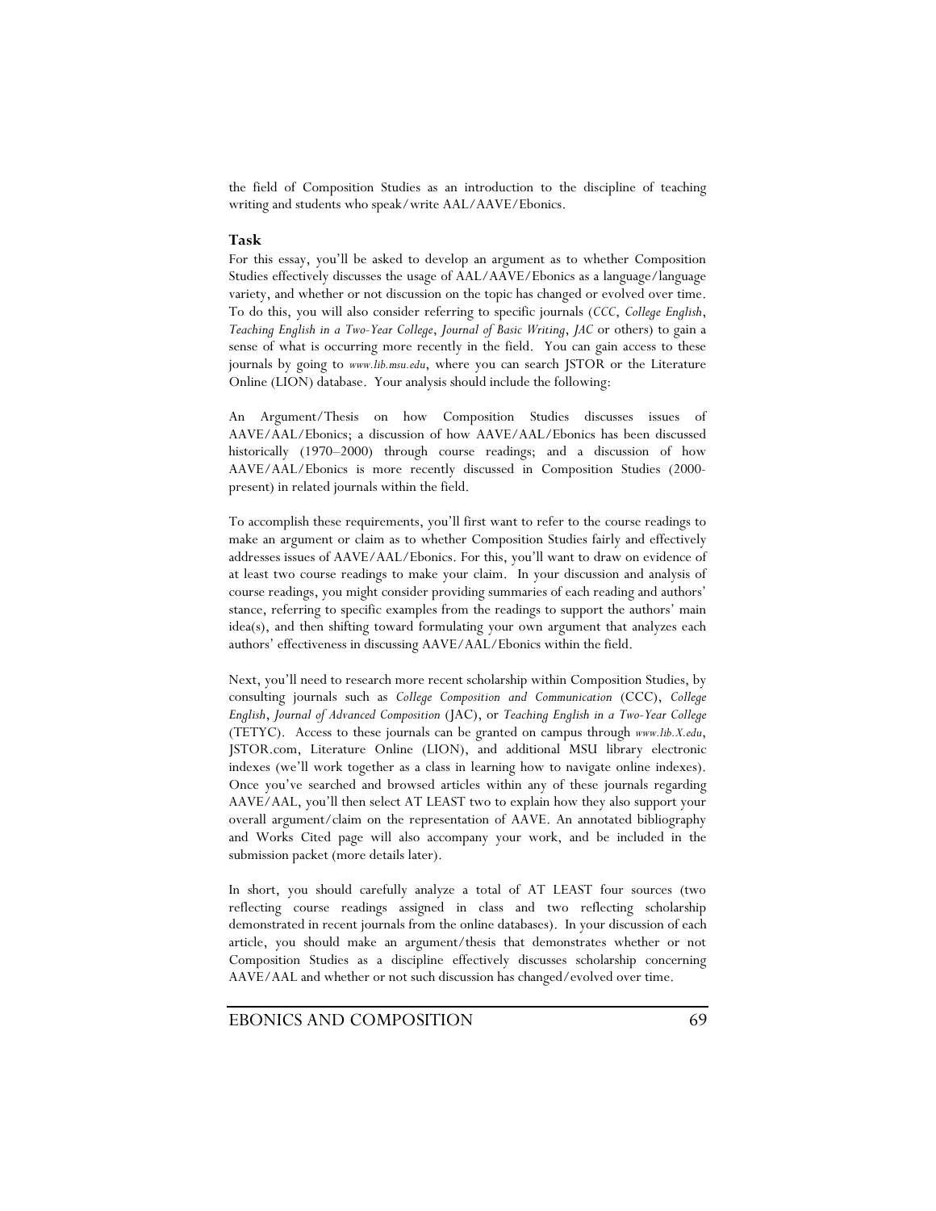the field of Composition Studies as an introduction to the discipline of teaching writing and students who speak/write AAL/AAVE/Ebonics.

**Task**

For this essay, you'll be asked to develop an argument as to whether Composition Studies effectively discusses the usage of AAL/AAVE/Ebonics as a language/language variety, and whether or not discussion on the topic has changed or evolved over time. To do this, you will also consider referring to specific journals (*CCC*, *College English*, *Teaching English in a Two-Year College*, *Journal of Basic Writing*, *JAC* or others) to gain a sense of what is occurring more recently in the field. You can gain access to these journals by going to *www.lib.msu.edu*, where you can search JSTOR or the Literature Online (LION) database. Your analysis should include the following:

An Argument/Thesis on how Composition Studies discusses issues of AAVE/AAL/Ebonics; a discussion of how AAVE/AAL/Ebonics has been discussed historically (1970–2000) through course readings; and a discussion of how AAVE/AAL/Ebonics is more recently discussed in Composition Studies (2000-present) in related journals within the field.

To accomplish these requirements, you'll first want to refer to the course readings to make an argument or claim as to whether Composition Studies fairly and effectively addresses issues of AAVE/AAL/Ebonics. For this, you'll want to draw on evidence of at least two course readings to make your claim. In your discussion and analysis of course readings, you might consider providing summaries of each reading and authors' stance, referring to specific examples from the readings to support the authors' main idea(s), and then shifting toward formulating your own argument that analyzes each authors' effectiveness in discussing AAVE/AAL/Ebonics within the field.

Next, you'll need to research more recent scholarship within Composition Studies, by consulting journals such as *College Composition and Communication* (CCC), *College English*, *Journal of Advanced Composition* (JAC), or *Teaching English in a Two-Year College* (TETYC). Access to these journals can be granted on campus through *www.lib.X.edu*, JSTOR.com, Literature Online (LION), and additional MSU library electronic indexes (we'll work together as a class in learning how to navigate online indexes). Once you've searched and browsed articles within any of these journals regarding AAVE/AAL, you'll then select AT LEAST two to explain how they also support your overall argument/claim on the representation of AAVE. An annotated bibliography and Works Cited page will also accompany your work, and be included in the submission packet (more details later).

In short, you should carefully analyze a total of AT LEAST four sources (two reflecting course readings assigned in class and two reflecting scholarship demonstrated in recent journals from the online databases). In your discussion of each article, you should make an argument/thesis that demonstrates whether or not Composition Studies as a discipline effectively discusses scholarship concerning AAVE/AAL and whether or not such discussion has changed/evolved over time.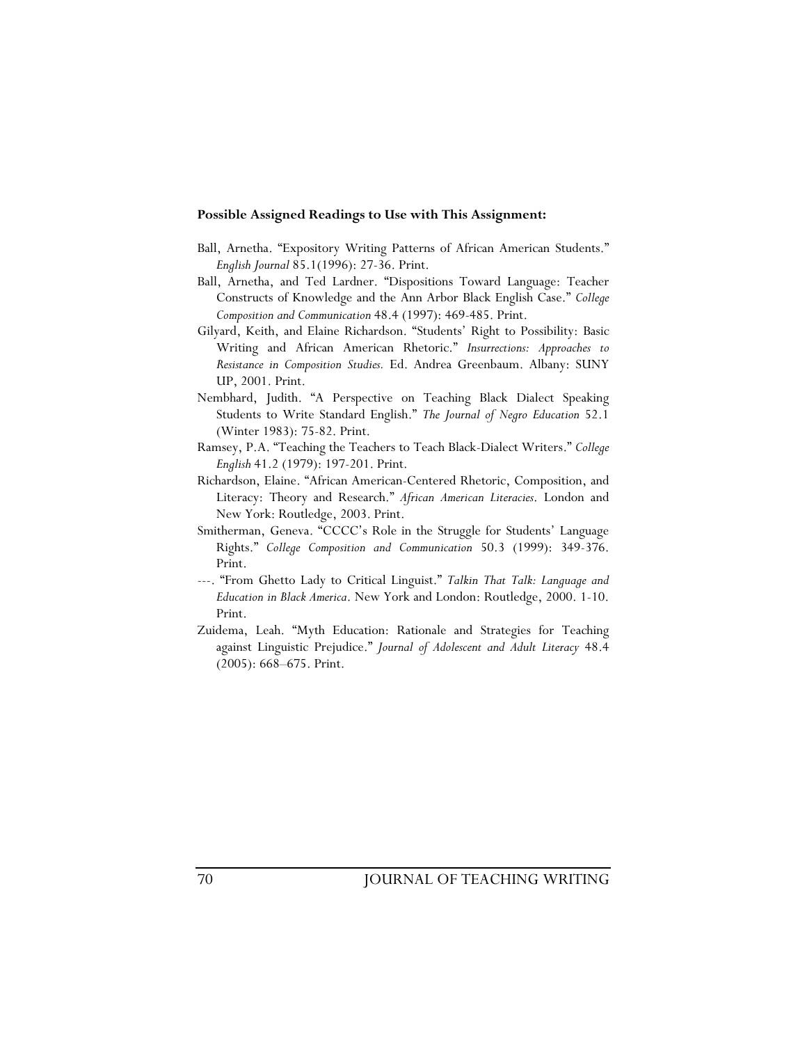**Possible Assigned Readings to Use with This Assignment:**

Ball, Arnetha. "Expository Writing Patterns of African American Students." *English Journal* 85.1(1996): 27-36. Print.

Ball, Arnetha, and Ted Lardner. "Dispositions Toward Language: Teacher Constructs of Knowledge and the Ann Arbor Black English Case." *College Composition and Communication* 48.4 (1997): 469-485. Print.

Gilyard, Keith, and Elaine Richardson. "Students' Right to Possibility: Basic Writing and African American Rhetoric." *Insurrections: Approaches to Resistance in Composition Studies.* Ed. Andrea Greenbaum. Albany: SUNY UP, 2001. Print.

Nembhard, Judith. "A Perspective on Teaching Black Dialect Speaking Students to Write Standard English." *The Journal of Negro Education* 52.1 (Winter 1983): 75-82. Print.

Ramsey, P.A. "Teaching the Teachers to Teach Black-Dialect Writers." *College English* 41.2 (1979): 197-201. Print.

Richardson, Elaine. "African American-Centered Rhetoric, Composition, and Literacy: Theory and Research." *African American Literacies*. London and New York: Routledge, 2003. Print.

Smitherman, Geneva. "CCCC's Role in the Struggle for Students' Language Rights." *College Composition and Communication* 50.3 (1999): 349-376. Print.

---. "From Ghetto Lady to Critical Linguist." *Talkin That Talk: Language and Education in Black America*. New York and London: Routledge, 2000. 1-10. Print.

Zuidema, Leah. "Myth Education: Rationale and Strategies for Teaching against Linguistic Prejudice." *Journal of Adolescent and Adult Literacy* 48.4 (2005): 668–675. Print.